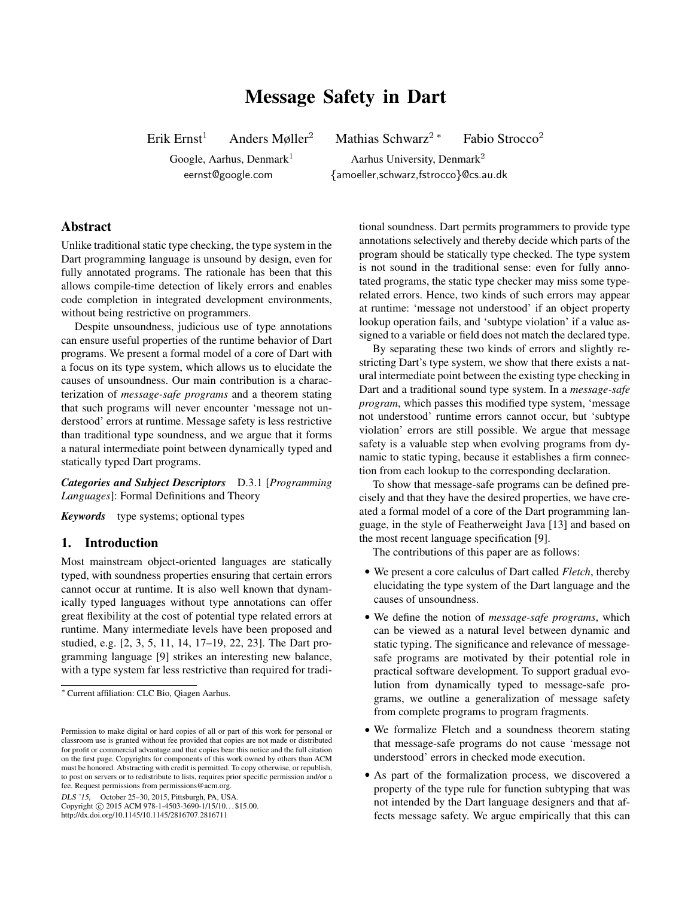# Message Safety in Dart

Erik Ernst[1] Anders Møller[2] Mathias Schwarz[2 *] Fabio Strocco[2]

Google, Aarhus, Denmark[1]
eernst@google.com

Aarhus University, Denmark[2]
{amoeller,schwarz,fstrocco}@cs.au.dk

## Abstract

Unlike traditional static type checking, the type system in the Dart programming language is unsound by design, even for fully annotated programs. The rationale has been that this allows compile-time detection of likely errors and enables code completion in integrated development environments, without being restrictive on programmers.

Despite unsoundness, judicious use of type annotations can ensure useful properties of the runtime behavior of Dart programs. We present a formal model of a core of Dart with a focus on its type system, which allows us to elucidate the causes of unsoundness. Our main contribution is a characterization of *message-safe programs* and a theorem stating that such programs will never encounter 'message not understood' errors at runtime. Message safety is less restrictive than traditional type soundness, and we argue that it forms a natural intermediate point between dynamically typed and statically typed Dart programs.

***Categories and Subject Descriptors*** D.3.1 [*Programming Languages*]: Formal Definitions and Theory

***Keywords*** type systems; optional types

## 1. Introduction

Most mainstream object-oriented languages are statically typed, with soundness properties ensuring that certain errors cannot occur at runtime. It is also well known that dynamically typed languages without type annotations can offer great flexibility at the cost of potential type related errors at runtime. Many intermediate levels have been proposed and studied, e.g. [2, 3, 5, 11, 14, 17–19, 22, 23]. The Dart programming language [9] strikes an interesting new balance, with a type system far less restrictive than required for traditional soundness. Dart permits programmers to provide type annotations selectively and thereby decide which parts of the program should be statically type checked. The type system is not sound in the traditional sense: even for fully annotated programs, the static type checker may miss some type-related errors. Hence, two kinds of such errors may appear at runtime: 'message not understood' if an object property lookup operation fails, and 'subtype violation' if a value assigned to a variable or field does not match the declared type.

By separating these two kinds of errors and slightly restricting Dart's type system, we show that there exists a natural intermediate point between the existing type checking in Dart and a traditional sound type system. In a *message-safe program*, which passes this modified type system, 'message not understood' runtime errors cannot occur, but 'subtype violation' errors are still possible. We argue that message safety is a valuable step when evolving programs from dynamic to static typing, because it establishes a firm connection from each lookup to the corresponding declaration.

To show that message-safe programs can be defined precisely and that they have the desired properties, we have created a formal model of a core of the Dart programming language, in the style of Featherweight Java [13] and based on the most recent language specification [9].

The contributions of this paper are as follows:

- We present a core calculus of Dart called *Fletch*, thereby elucidating the type system of the Dart language and the causes of unsoundness.
- We define the notion of *message-safe programs*, which can be viewed as a natural level between dynamic and static typing. The significance and relevance of message-safe programs are motivated by their potential role in practical software development. To support gradual evolution from dynamically typed to message-safe programs, we outline a generalization of message safety from complete programs to program fragments.
- We formalize Fletch and a soundness theorem stating that message-safe programs do not cause 'message not understood' errors in checked mode execution.
- As part of the formalization process, we discovered a property of the type rule for function subtyping that was not intended by the Dart language designers and that affects message safety. We argue empirically that this can

[*] Current affiliation: CLC Bio, Qiagen Aarhus.

Permission to make digital or hard copies of all or part of this work for personal or classroom use is granted without fee provided that copies are not made or distributed for profit or commercial advantage and that copies bear this notice and the full citation on the first page. Copyrights for components of this work owned by others than ACM must be honored. Abstracting with credit is permitted. To copy otherwise, or republish, to post on servers or to redistribute to lists, requires prior specific permission and/or a fee. Request permissions from permissions@acm.org.

*DLS '15*, October 25–30, 2015, Pittsburgh, PA, USA.
Copyright © 2015 ACM 978-1-4503-3690-1/15/10. . . $15.00.
http://dx.doi.org/10.1145/10.1145/2816707.2816711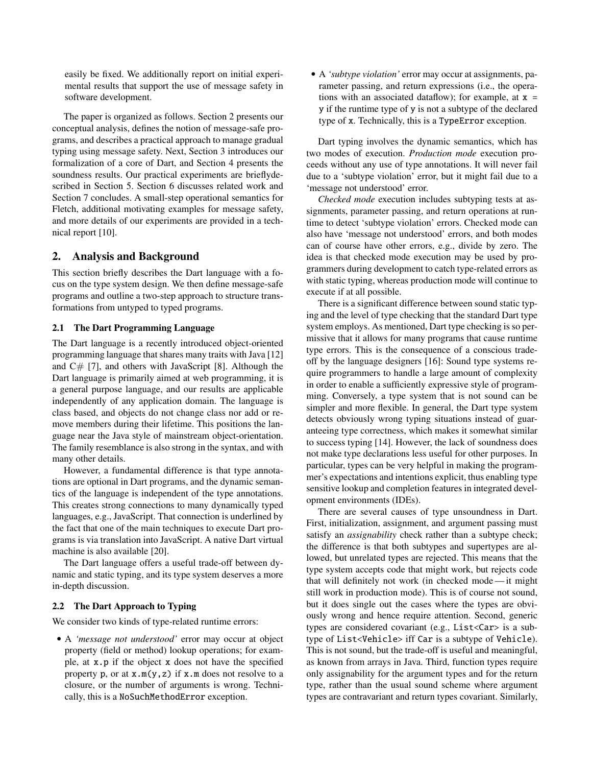easily be fixed. We additionally report on initial experimental results that support the use of message safety in software development.

The paper is organized as follows. Section 2 presents our conceptual analysis, defines the notion of message-safe programs, and describes a practical approach to manage gradual typing using message safety. Next, Section 3 introduces our formalization of a core of Dart, and Section 4 presents the soundness results. Our practical experiments are brieflydescribed in Section 5. Section 6 discusses related work and Section 7 concludes. A small-step operational semantics for Fletch, additional motivating examples for message safety, and more details of our experiments are provided in a technical report [10].

## 2. Analysis and Background

This section briefly describes the Dart language with a focus on the type system design. We then define message-safe programs and outline a two-step approach to structure transformations from untyped to typed programs.

### 2.1 The Dart Programming Language

The Dart language is a recently introduced object-oriented programming language that shares many traits with Java [12] and C# [7], and others with JavaScript [8]. Although the Dart language is primarily aimed at web programming, it is a general purpose language, and our results are applicable independently of any application domain. The language is class based, and objects do not change class nor add or remove members during their lifetime. This positions the language near the Java style of mainstream object-orientation. The family resemblance is also strong in the syntax, and with many other details.

However, a fundamental difference is that type annotations are optional in Dart programs, and the dynamic semantics of the language is independent of the type annotations. This creates strong connections to many dynamically typed languages, e.g., JavaScript. That connection is underlined by the fact that one of the main techniques to execute Dart programs is via translation into JavaScript. A native Dart virtual machine is also available [20].

The Dart language offers a useful trade-off between dynamic and static typing, and its type system deserves a more in-depth discussion.

### 2.2 The Dart Approach to Typing

We consider two kinds of type-related runtime errors:

- A *'message not understood'* error may occur at object property (field or method) lookup operations; for example, at `x.p` if the object `x` does not have the specified property `p`, or at `x.m(y,z)` if `x.m` does not resolve to a closure, or the number of arguments is wrong. Technically, this is a `NoSuchMethodError` exception.
- A *'subtype violation'* error may occur at assignments, parameter passing, and return expressions (i.e., the operations with an associated dataflow); for example, at `x = y` if the runtime type of `y` is not a subtype of the declared type of `x`. Technically, this is a `TypeError` exception.

Dart typing involves the dynamic semantics, which has two modes of execution. *Production mode* execution proceeds without any use of type annotations. It will never fail due to a 'subtype violation' error, but it might fail due to a 'message not understood' error.

*Checked mode* execution includes subtyping tests at assignments, parameter passing, and return operations at runtime to detect 'subtype violation' errors. Checked mode can also have 'message not understood' errors, and both modes can of course have other errors, e.g., divide by zero. The idea is that checked mode execution may be used by programmers during development to catch type-related errors as with static typing, whereas production mode will continue to execute if at all possible.

There is a significant difference between sound static typing and the level of type checking that the standard Dart type system employs. As mentioned, Dart type checking is so permissive that it allows for many programs that cause runtime type errors. This is the consequence of a conscious trade-off by the language designers [16]: Sound type systems require programmers to handle a large amount of complexity in order to enable a sufficiently expressive style of programming. Conversely, a type system that is not sound can be simpler and more flexible. In general, the Dart type system detects obviously wrong typing situations instead of guaranteeing type correctness, which makes it somewhat similar to success typing [14]. However, the lack of soundness does not make type declarations less useful for other purposes. In particular, types can be very helpful in making the programmer's expectations and intentions explicit, thus enabling type sensitive lookup and completion features in integrated development environments (IDEs).

There are several causes of type unsoundness in Dart. First, initialization, assignment, and argument passing must satisfy an *assignability* check rather than a subtype check; the difference is that both subtypes and supertypes are allowed, but unrelated types are rejected. This means that the type system accepts code that might work, but rejects code that will definitely not work (in checked mode — it might still work in production mode). This is of course not sound, but it does single out the cases where the types are obviously wrong and hence require attention. Second, generic types are considered covariant (e.g., `List<Car>` is a subtype of `List<Vehicle>` iff `Car` is a subtype of `Vehicle`). This is not sound, but the trade-off is useful and meaningful, as known from arrays in Java. Third, function types require only assignability for the argument types and for the return type, rather than the usual sound scheme where argument types are contravariant and return types covariant. Similarly,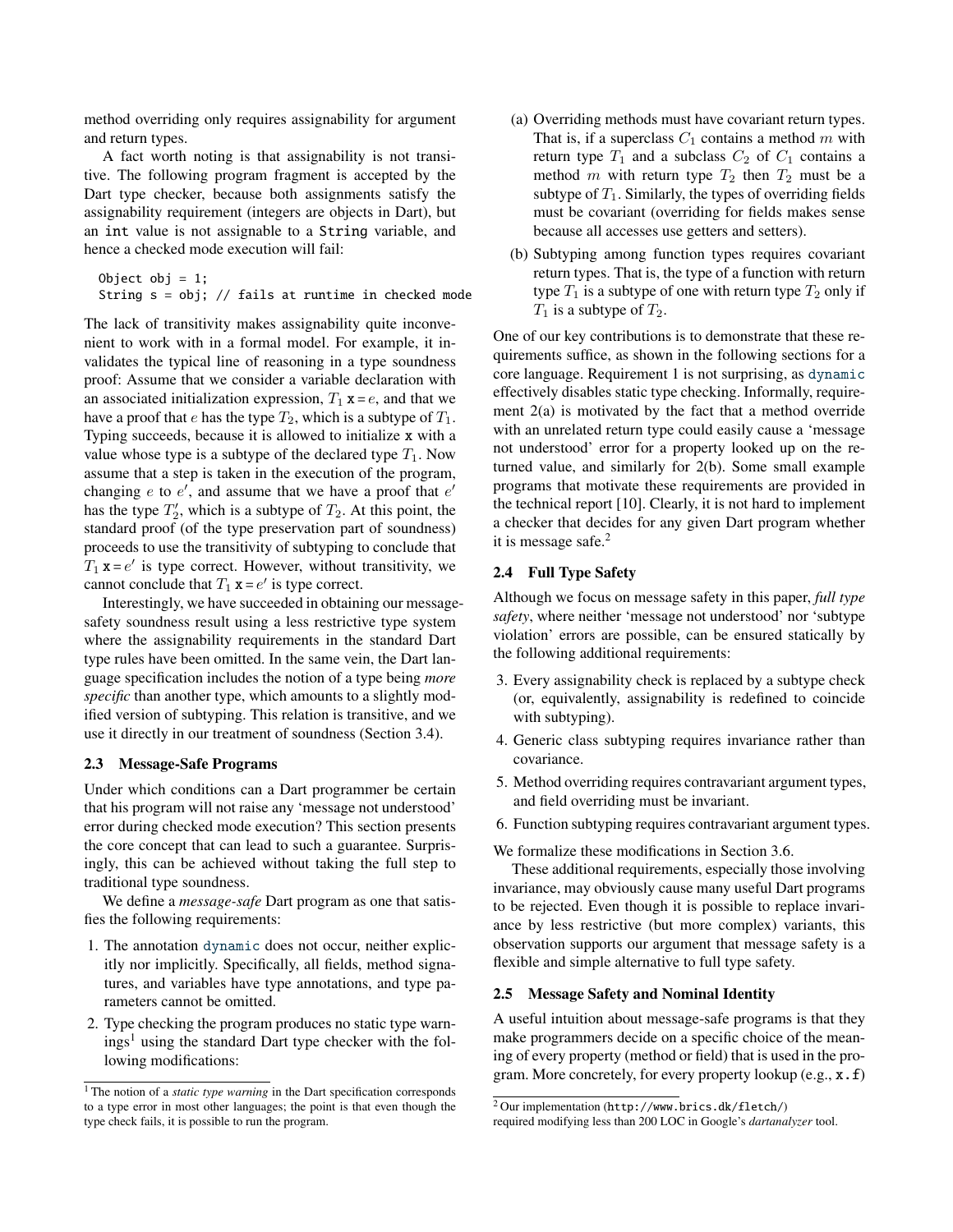method overriding only requires assignability for argument and return types.

A fact worth noting is that assignability is not transitive. The following program fragment is accepted by the Dart type checker, because both assignments satisfy the assignability requirement (integers are objects in Dart), but an `int` value is not assignable to a `String` variable, and hence a checked mode execution will fail:

```
Object obj = 1;
String s = obj; // fails at runtime in checked mode
```

The lack of transitivity makes assignability quite inconvenient to work with in a formal model. For example, it invalidates the typical line of reasoning in a type soundness proof: Assume that we consider a variable declaration with an associated initialization expression, $T_1$ `x` $= e$, and that we have a proof that $e$ has the type $T_2$, which is a subtype of $T_1$. Typing succeeds, because it is allowed to initialize `x` with a value whose type is a subtype of the declared type $T_1$. Now assume that a step is taken in the execution of the program, changing $e$ to $e'$, and assume that we have a proof that $e'$ has the type $T_2'$, which is a subtype of $T_2$. At this point, the standard proof (of the type preservation part of soundness) proceeds to use the transitivity of subtyping to conclude that $T_1$ `x` $= e'$ is type correct. However, without transitivity, we cannot conclude that $T_1$ `x` $= e'$ is type correct.

Interestingly, we have succeeded in obtaining our message-safety soundness result using a less restrictive type system where the assignability requirements in the standard Dart type rules have been omitted. In the same vein, the Dart language specification includes the notion of a type being *more specific* than another type, which amounts to a slightly modified version of subtyping. This relation is transitive, and we use it directly in our treatment of soundness (Section 3.4).

### 2.3 Message-Safe Programs

Under which conditions can a Dart programmer be certain that his program will not raise any 'message not understood' error during checked mode execution? This section presents the core concept that can lead to such a guarantee. Surprisingly, this can be achieved without taking the full step to traditional type soundness.

We define a *message-safe* Dart program as one that satisfies the following requirements:

1. The annotation `dynamic` does not occur, neither explicitly nor implicitly. Specifically, all fields, method signatures, and variables have type annotations, and type parameters cannot be omitted.
2. Type checking the program produces no static type warnings[1] using the standard Dart type checker with the following modifications:
   (a) Overriding methods must have covariant return types. That is, if a superclass $C_1$ contains a method $m$ with return type $T_1$ and a subclass $C_2$ of $C_1$ contains a method $m$ with return type $T_2$ then $T_2$ must be a subtype of $T_1$. Similarly, the types of overriding fields must be covariant (overriding for fields makes sense because all accesses use getters and setters).
   (b) Subtyping among function types requires covariant return types. That is, the type of a function with return type $T_1$ is a subtype of one with return type $T_2$ only if $T_1$ is a subtype of $T_2$.

One of our key contributions is to demonstrate that these requirements suffice, as shown in the following sections for a core language. Requirement 1 is not surprising, as `dynamic` effectively disables static type checking. Informally, requirement 2(a) is motivated by the fact that a method override with an unrelated return type could easily cause a 'message not understood' error for a property looked up on the returned value, and similarly for 2(b). Some small example programs that motivate these requirements are provided in the technical report [10]. Clearly, it is not hard to implement a checker that decides for any given Dart program whether it is message safe.[2]

### 2.4 Full Type Safety

Although we focus on message safety in this paper, *full type safety*, where neither 'message not understood' nor 'subtype violation' errors are possible, can be ensured statically by the following additional requirements:

3. Every assignability check is replaced by a subtype check (or, equivalently, assignability is redefined to coincide with subtyping).
4. Generic class subtyping requires invariance rather than covariance.
5. Method overriding requires contravariant argument types, and field overriding must be invariant.
6. Function subtyping requires contravariant argument types.

We formalize these modifications in Section 3.6.

These additional requirements, especially those involving invariance, may obviously cause many useful Dart programs to be rejected. Even though it is possible to replace invariance by less restrictive (but more complex) variants, this observation supports our argument that message safety is a flexible and simple alternative to full type safety.

### 2.5 Message Safety and Nominal Identity

A useful intuition about message-safe programs is that they make programmers decide on a specific choice of the meaning of every property (method or field) that is used in the program. More concretely, for every property lookup (e.g., `x.f`)

[1] The notion of a *static type warning* in the Dart specification corresponds to a type error in most other languages; the point is that even though the type check fails, it is possible to run the program.

[2] Our implementation (`http://www.brics.dk/fletch/`) required modifying less than 200 LOC in Google's *dartanalyzer* tool.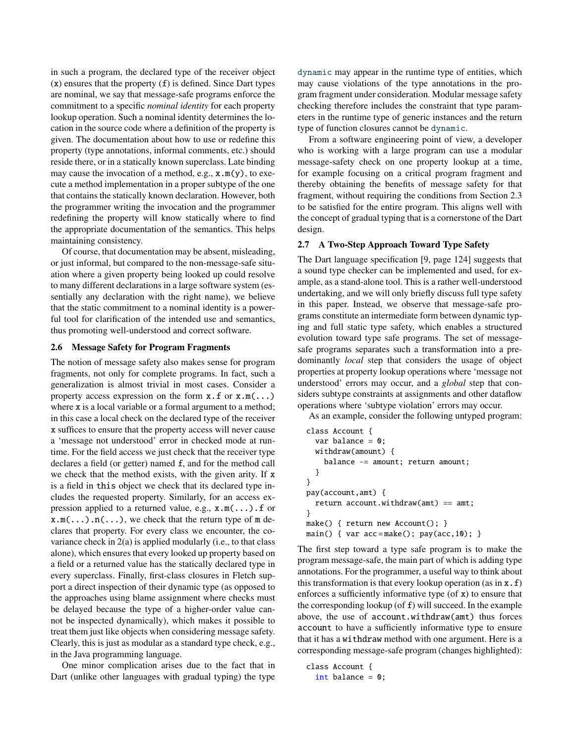in such a program, the declared type of the receiver object (`x`) ensures that the property (`f`) is defined. Since Dart types are nominal, we say that message-safe programs enforce the commitment to a specific *nominal identity* for each property lookup operation. Such a nominal identity determines the location in the source code where a definition of the property is given. The documentation about how to use or redefine this property (type annotations, informal comments, etc.) should reside there, or in a statically known superclass. Late binding may cause the invocation of a method, e.g., `x.m(y)`, to execute a method implementation in a proper subtype of the one that contains the statically known declaration. However, both the programmer writing the invocation and the programmer redefining the property will know statically where to find the appropriate documentation of the semantics. This helps maintaining consistency.

Of course, that documentation may be absent, misleading, or just informal, but compared to the non-message-safe situation where a given property being looked up could resolve to many different declarations in a large software system (essentially any declaration with the right name), we believe that the static commitment to a nominal identity is a powerful tool for clarification of the intended use and semantics, thus promoting well-understood and correct software.

### 2.6 Message Safety for Program Fragments

The notion of message safety also makes sense for program fragments, not only for complete programs. In fact, such a generalization is almost trivial in most cases. Consider a property access expression on the form `x.f` or `x.m(...)` where `x` is a local variable or a formal argument to a method; in this case a local check on the declared type of the receiver `x` suffices to ensure that the property access will never cause a 'message not understood' error in checked mode at runtime. For the field access we just check that the receiver type declares a field (or getter) named `f`, and for the method call we check that the method exists, with the given arity. If `x` is a field in `this` object we check that its declared type includes the requested property. Similarly, for an access expression applied to a returned value, e.g., `x.m(...).f` or `x.m(...).n(...)`, we check that the return type of `m` declares that property. For every class we encounter, the covariance check in 2(a) is applied modularly (i.e., to that class alone), which ensures that every looked up property based on a field or a returned value has the statically declared type in every superclass. Finally, first-class closures in Fletch support a direct inspection of their dynamic type (as opposed to the approaches using blame assignment where checks must be delayed because the type of a higher-order value cannot be inspected dynamically), which makes it possible to treat them just like objects when considering message safety. Clearly, this is just as modular as a standard type check, e.g., in the Java programming language.

One minor complication arises due to the fact that in Dart (unlike other languages with gradual typing) the type `dynamic` may appear in the runtime type of entities, which may cause violations of the type annotations in the program fragment under consideration. Modular message safety checking therefore includes the constraint that type parameters in the runtime type of generic instances and the return type of function closures cannot be `dynamic`.

From a software engineering point of view, a developer who is working with a large program can use a modular message-safety check on one property lookup at a time, for example focusing on a critical program fragment and thereby obtaining the benefits of message safety for that fragment, without requiring the conditions from Section 2.3 to be satisfied for the entire program. This aligns well with the concept of gradual typing that is a cornerstone of the Dart design.

### 2.7 A Two-Step Approach Toward Type Safety

The Dart language specification [9, page 124] suggests that a sound type checker can be implemented and used, for example, as a stand-alone tool. This is a rather well-understood undertaking, and we will only briefly discuss full type safety in this paper. Instead, we observe that message-safe programs constitute an intermediate form between dynamic typing and full static type safety, which enables a structured evolution toward type safe programs. The set of message-safe programs separates such a transformation into a predominantly *local* step that considers the usage of object properties at property lookup operations where 'message not understood' errors may occur, and a *global* step that considers subtype constraints at assignments and other dataflow operations where 'subtype violation' errors may occur.

As an example, consider the following untyped program:

```
class Account {
  var balance = 0;
  withdraw(amount) {
    balance -= amount; return amount;
  }
}
pay(account,amt) {
  return account.withdraw(amt) == amt;
}
make() { return new Account(); }
main() { var acc=make(); pay(acc,10); }
```

The first step toward a type safe program is to make the program message-safe, the main part of which is adding type annotations. For the programmer, a useful way to think about this transformation is that every lookup operation (as in `x.f`) enforces a sufficiently informative type (of `x`) to ensure that the corresponding lookup (of `f`) will succeed. In the example above, the use of `account.withdraw(amt)` thus forces `account` to have a sufficiently informative type to ensure that it has a `withdraw` method with one argument. Here is a corresponding message-safe program (changes highlighted):

```
class Account {
  int balance = 0;
```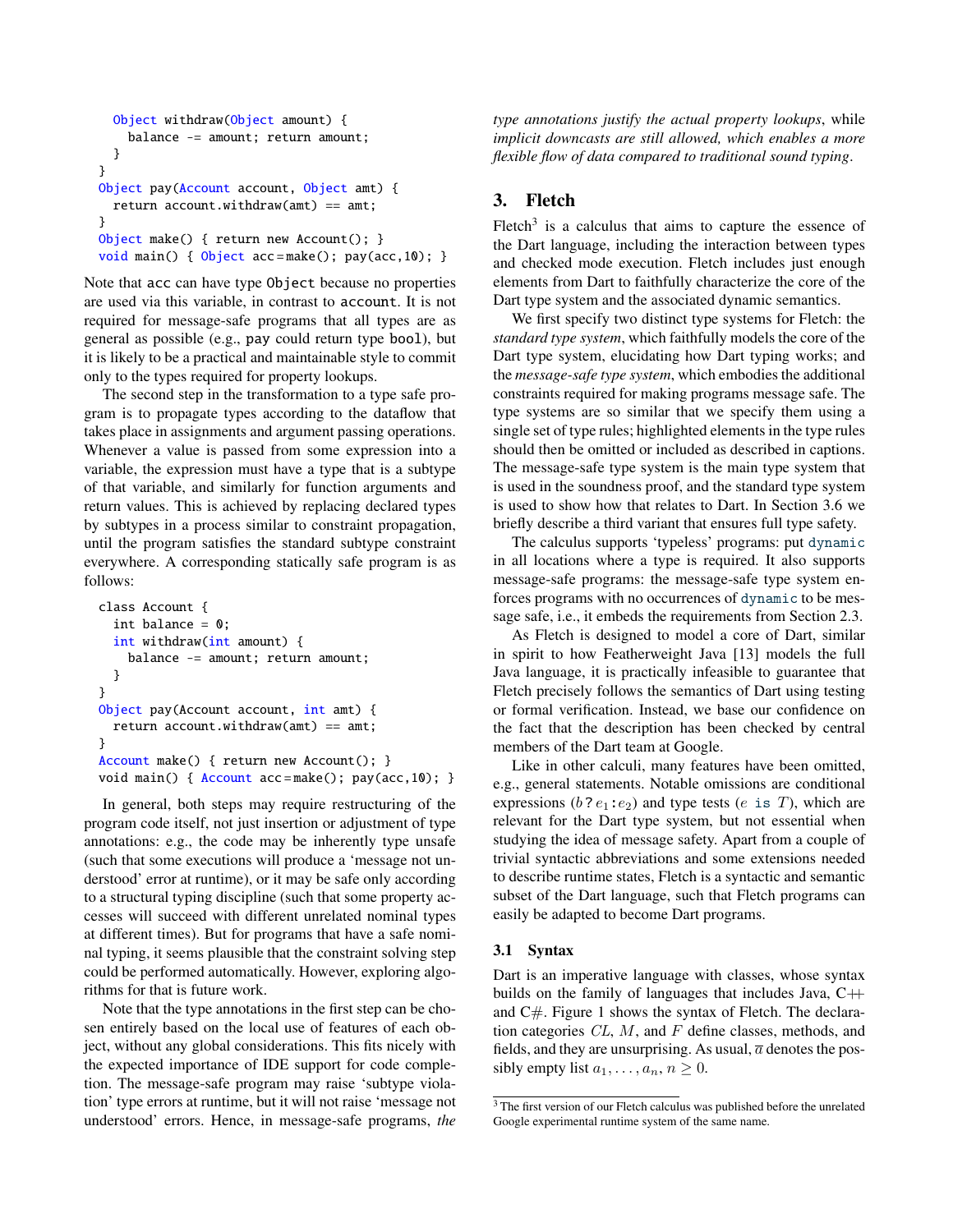```
  Object withdraw(Object amount) {
    balance -= amount; return amount;
  }
}
Object pay(Account account, Object amt) {
  return account.withdraw(amt) == amt;
}
Object make() { return new Account(); }
void main() { Object acc=make(); pay(acc,10); }
```

Note that acc can have type Object because no properties are used via this variable, in contrast to account. It is not required for message-safe programs that all types are as general as possible (e.g., pay could return type bool), but it is likely to be a practical and maintainable style to commit only to the types required for property lookups.

The second step in the transformation to a type safe program is to propagate types according to the dataflow that takes place in assignments and argument passing operations. Whenever a value is passed from some expression into a variable, the expression must have a type that is a subtype of that variable, and similarly for function arguments and return values. This is achieved by replacing declared types by subtypes in a process similar to constraint propagation, until the program satisfies the standard subtype constraint everywhere. A corresponding statically safe program is as follows:

```
class Account {
  int balance = 0;
  int withdraw(int amount) {
    balance -= amount; return amount;
  }
}
Object pay(Account account, int amt) {
  return account.withdraw(amt) == amt;
}
Account make() { return new Account(); }
void main() { Account acc=make(); pay(acc,10); }
```

In general, both steps may require restructuring of the program code itself, not just insertion or adjustment of type annotations: e.g., the code may be inherently type unsafe (such that some executions will produce a 'message not understood' error at runtime), or it may be safe only according to a structural typing discipline (such that some property accesses will succeed with different unrelated nominal types at different times). But for programs that have a safe nominal typing, it seems plausible that the constraint solving step could be performed automatically. However, exploring algorithms for that is future work.

Note that the type annotations in the first step can be chosen entirely based on the local use of features of each object, without any global considerations. This fits nicely with the expected importance of IDE support for code completion. The message-safe program may raise 'subtype violation' type errors at runtime, but it will not raise 'message not understood' errors. Hence, in message-safe programs, *the type annotations justify the actual property lookups*, while *implicit downcasts are still allowed, which enables a more flexible flow of data compared to traditional sound typing*.

## 3. Fletch

Fletch[3] is a calculus that aims to capture the essence of the Dart language, including the interaction between types and checked mode execution. Fletch includes just enough elements from Dart to faithfully characterize the core of the Dart type system and the associated dynamic semantics.

We first specify two distinct type systems for Fletch: the *standard type system*, which faithfully models the core of the Dart type system, elucidating how Dart typing works; and the *message-safe type system*, which embodies the additional constraints required for making programs message safe. The type systems are so similar that we specify them using a single set of type rules; highlighted elements in the type rules should then be omitted or included as described in captions. The message-safe type system is the main type system that is used in the soundness proof, and the standard type system is used to show how that relates to Dart. In Section 3.6 we briefly describe a third variant that ensures full type safety.

The calculus supports 'typeless' programs: put dynamic in all locations where a type is required. It also supports message-safe programs: the message-safe type system enforces programs with no occurrences of dynamic to be message safe, i.e., it embeds the requirements from Section 2.3.

As Fletch is designed to model a core of Dart, similar in spirit to how Featherweight Java [13] models the full Java language, it is practically infeasible to guarantee that Fletch precisely follows the semantics of Dart using testing or formal verification. Instead, we base our confidence on the fact that the description has been checked by central members of the Dart team at Google.

Like in other calculi, many features have been omitted, e.g., general statements. Notable omissions are conditional expressions ($b\,?\,e_1\!:\!e_2$) and type tests ($e$ is $T$), which are relevant for the Dart type system, but not essential when studying the idea of message safety. Apart from a couple of trivial syntactic abbreviations and some extensions needed to describe runtime states, Fletch is a syntactic and semantic subset of the Dart language, such that Fletch programs can easily be adapted to become Dart programs.

### 3.1 Syntax

Dart is an imperative language with classes, whose syntax builds on the family of languages that includes Java, C++ and C#. Figure 1 shows the syntax of Fletch. The declaration categories $CL$, $M$, and $F$ define classes, methods, and fields, and they are unsurprising. As usual, $\overline{a}$ denotes the possibly empty list $a_1, \ldots, a_n$, $n \geq 0$.

[3] The first version of our Fletch calculus was published before the unrelated Google experimental runtime system of the same name.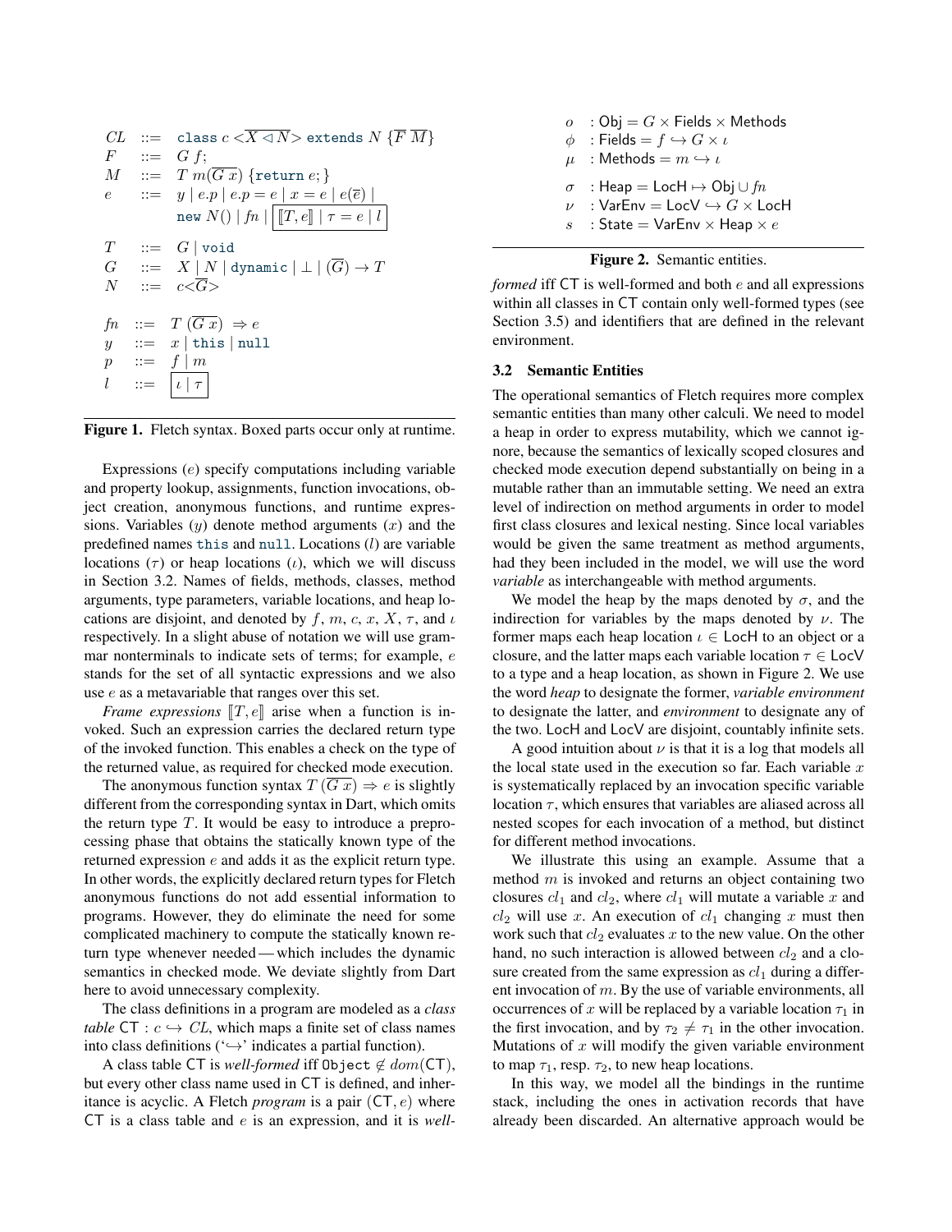$$
\begin{array}{lcl}
CL & ::= & \texttt{class}\ c < \overline{X \lhd N} > \texttt{extends}\ N\ \{\overline{F}\ \overline{M}\} \\
F & ::= & G\ f; \\
M & ::= & T\ m(\overline{G\ x})\ \{\texttt{return}\ e;\} \\
e & ::= & y \mid e.p \mid e.p = e \mid x = e \mid e(\overline{e}) \mid \\
 & & \texttt{new}\ N() \mid fn \mid \boxed{[\![T, e]\!] \mid \tau = e \mid l} \\
 & & \\
T & ::= & G \mid \texttt{void} \\
G & ::= & X \mid N \mid \texttt{dynamic} \mid \bot \mid (\overline{G}) \rightarrow T \\
N & ::= & c < \overline{G} > \\
 & & \\
fn & ::= & T\ (\overline{G\ x})\ \Rightarrow e \\
y & ::= & x \mid \texttt{this} \mid \texttt{null} \\
p & ::= & f \mid m \\
l & ::= & \boxed{\iota \mid \tau}
\end{array}
$$

**Figure 1.** Fletch syntax. Boxed parts occur only at runtime.

Expressions ($e$) specify computations including variable and property lookup, assignments, function invocations, object creation, anonymous functions, and runtime expressions. Variables ($y$) denote method arguments ($x$) and the predefined names `this` and `null`. Locations ($l$) are variable locations ($\tau$) or heap locations ($\iota$), which we will discuss in Section 3.2. Names of fields, methods, classes, method arguments, type parameters, variable locations, and heap locations are disjoint, and denoted by $f$, $m$, $c$, $x$, $X$, $\tau$, and $\iota$ respectively. In a slight abuse of notation we will use grammar nonterminals to indicate sets of terms; for example, $e$ stands for the set of all syntactic expressions and we also use $e$ as a metavariable that ranges over this set.

*Frame expressions* $[\![T, e]\!]$ arise when a function is invoked. Such an expression carries the declared return type of the invoked function. This enables a check on the type of the returned value, as required for checked mode execution.

The anonymous function syntax $T\ (\overline{G\ x}) \Rightarrow e$ is slightly different from the corresponding syntax in Dart, which omits the return type $T$. It would be easy to introduce a preprocessing phase that obtains the statically known type of the returned expression $e$ and adds it as the explicit return type. In other words, the explicitly declared return types for Fletch anonymous functions do not add essential information to programs. However, they do eliminate the need for some complicated machinery to compute the statically known return type whenever needed — which includes the dynamic semantics in checked mode. We deviate slightly from Dart here to avoid unnecessary complexity.

The class definitions in a program are modeled as a *class table* $\mathsf{CT} : c \hookrightarrow CL$, which maps a finite set of class names into class definitions ('$\hookrightarrow$' indicates a partial function).

A class table $\mathsf{CT}$ is *well-formed* iff `Object` $\notin dom(\mathsf{CT})$, but every other class name used in $\mathsf{CT}$ is defined, and inheritance is acyclic. A Fletch *program* is a pair $(\mathsf{CT}, e)$ where $\mathsf{CT}$ is a class table and $e$ is an expression, and it is *well-formed* iff $\mathsf{CT}$ is well-formed and both $e$ and all expressions within all classes in $\mathsf{CT}$ contain only well-formed types (see Section 3.5) and identifiers that are defined in the relevant environment.

$$
\begin{array}{ll}
o & : \mathsf{Obj} = G \times \mathsf{Fields} \times \mathsf{Methods} \\
\phi & : \mathsf{Fields} = f \hookrightarrow G \times \iota \\
\mu & : \mathsf{Methods} = m \hookrightarrow \iota \\
 & \\
\sigma & : \mathsf{Heap} = \mathsf{LocH} \mapsto \mathsf{Obj} \cup fn \\
\nu & : \mathsf{VarEnv} = \mathsf{LocV} \hookrightarrow G \times \mathsf{LocH} \\
s & : \mathsf{State} = \mathsf{VarEnv} \times \mathsf{Heap} \times e
\end{array}
$$

**Figure 2.** Semantic entities.

### 3.2 Semantic Entities

The operational semantics of Fletch requires more complex semantic entities than many other calculi. We need to model a heap in order to express mutability, which we cannot ignore, because the semantics of lexically scoped closures and checked mode execution depend substantially on being in a mutable rather than an immutable setting. We need an extra level of indirection on method arguments in order to model first class closures and lexical nesting. Since local variables would be given the same treatment as method arguments, had they been included in the model, we will use the word *variable* as interchangeable with method arguments.

We model the heap by the maps denoted by $\sigma$, and the indirection for variables by the maps denoted by $\nu$. The former maps each heap location $\iota \in \mathsf{LocH}$ to an object or a closure, and the latter maps each variable location $\tau \in \mathsf{LocV}$ to a type and a heap location, as shown in Figure 2. We use the word *heap* to designate the former, *variable environment* to designate the latter, and *environment* to designate any of the two. $\mathsf{LocH}$ and $\mathsf{LocV}$ are disjoint, countably infinite sets.

A good intuition about $\nu$ is that it is a log that models all the local state used in the execution so far. Each variable $x$ is systematically replaced by an invocation specific variable location $\tau$, which ensures that variables are aliased across all nested scopes for each invocation of a method, but distinct for different method invocations.

We illustrate this using an example. Assume that a method $m$ is invoked and returns an object containing two closures $cl_1$ and $cl_2$, where $cl_1$ will mutate a variable $x$ and $cl_2$ will use $x$. An execution of $cl_1$ changing $x$ must then work such that $cl_2$ evaluates $x$ to the new value. On the other hand, no such interaction is allowed between $cl_2$ and a closure created from the same expression as $cl_1$ during a different invocation of $m$. By the use of variable environments, all occurrences of $x$ will be replaced by a variable location $\tau_1$ in the first invocation, and by $\tau_2 \neq \tau_1$ in the other invocation. Mutations of $x$ will modify the given variable environment to map $\tau_1$, resp. $\tau_2$, to new heap locations.

In this way, we model all the bindings in the runtime stack, including the ones in activation records that have already been discarded. An alternative approach would be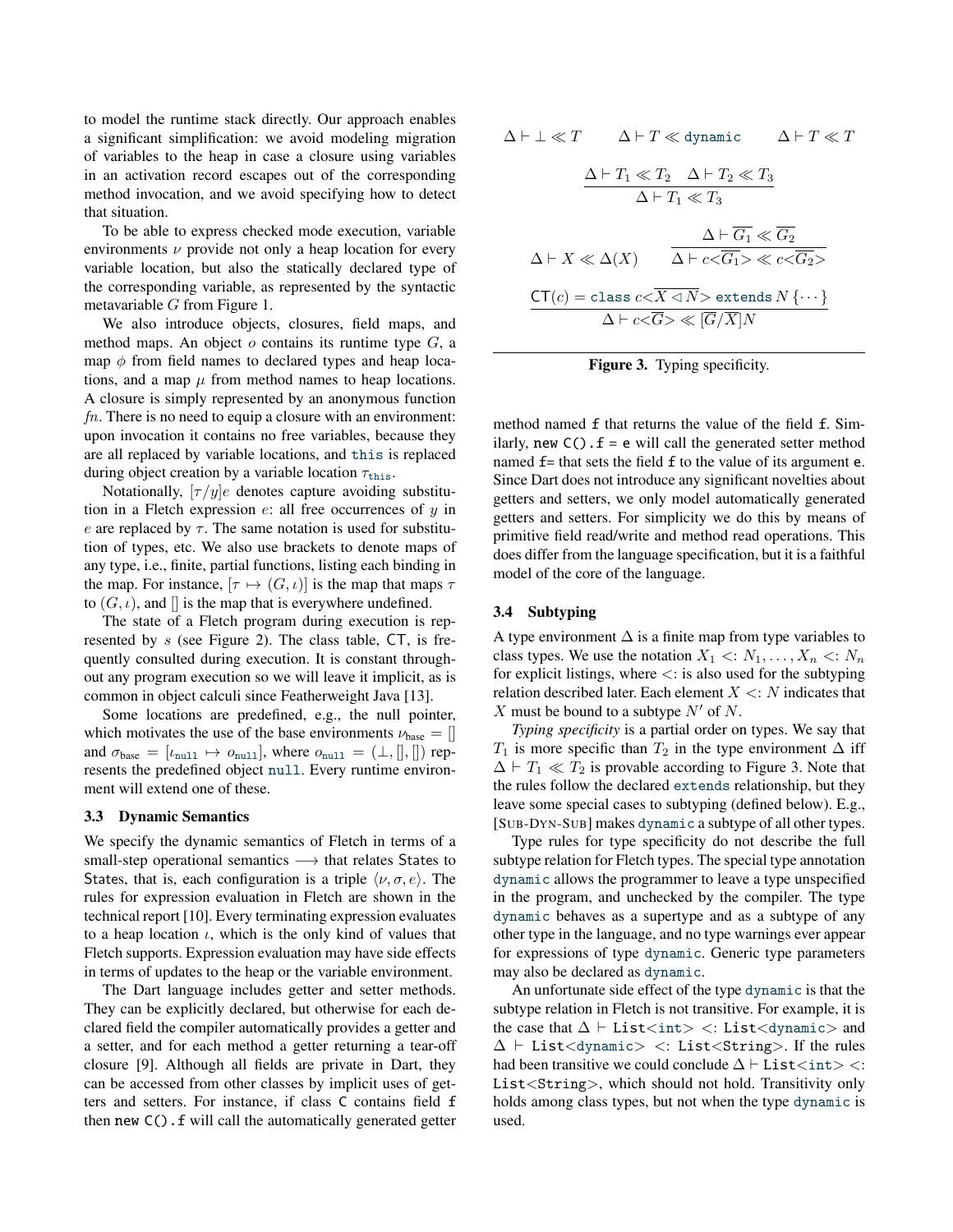to model the runtime stack directly. Our approach enables a significant simplification: we avoid modeling migration of variables to the heap in case a closure using variables in an activation record escapes out of the corresponding method invocation, and we avoid specifying how to detect that situation.

To be able to express checked mode execution, variable environments $\nu$ provide not only a heap location for every variable location, but also the statically declared type of the corresponding variable, as represented by the syntactic metavariable $G$ from Figure 1.

We also introduce objects, closures, field maps, and method maps. An object $o$ contains its runtime type $G$, a map $\phi$ from field names to declared types and heap locations, and a map $\mu$ from method names to heap locations. A closure is simply represented by an anonymous function $fn$. There is no need to equip a closure with an environment: upon invocation it contains no free variables, because they are all replaced by variable locations, and `this` is replaced during object creation by a variable location $\tau_{\texttt{this}}$.

Notationally, $[\tau/y]e$ denotes capture avoiding substitution in a Fletch expression $e$: all free occurrences of $y$ in $e$ are replaced by $\tau$. The same notation is used for substitution of types, etc. We also use brackets to denote maps of any type, i.e., finite, partial functions, listing each binding in the map. For instance, $[\tau \mapsto (G, \iota)]$ is the map that maps $\tau$ to $(G, \iota)$, and $[]$ is the map that is everywhere undefined.

The state of a Fletch program during execution is represented by $s$ (see Figure 2). The class table, $\mathsf{CT}$, is frequently consulted during execution. It is constant throughout any program execution so we will leave it implicit, as is common in object calculi since Featherweight Java [13].

Some locations are predefined, e.g., the null pointer, which motivates the use of the base environments $\nu_{\text{base}} = []$ and $\sigma_{\text{base}} = [\iota_{\texttt{null}} \mapsto o_{\texttt{null}}]$, where $o_{\texttt{null}} = (\bot, [], [])$ represents the predefined object `null`. Every runtime environment will extend one of these.

### 3.3 Dynamic Semantics

We specify the dynamic semantics of Fletch in terms of a small-step operational semantics $\longrightarrow$ that relates States to States, that is, each configuration is a triple $\langle \nu, \sigma, e \rangle$. The rules for expression evaluation in Fletch are shown in the technical report [10]. Every terminating expression evaluates to a heap location $\iota$, which is the only kind of values that Fletch supports. Expression evaluation may have side effects in terms of updates to the heap or the variable environment.

The Dart language includes getter and setter methods. They can be explicitly declared, but otherwise for each declared field the compiler automatically provides a getter and a setter, and for each method a getter returning a tear-off closure [9]. Although all fields are private in Dart, they can be accessed from other classes by implicit uses of getters and setters. For instance, if class `C` contains field `f` then `new C().f` will call the automatically generated getter method named `f` that returns the value of the field `f`. Similarly, `new C().f = e` will call the generated setter method named `f=` that sets the field `f` to the value of its argument `e`. Since Dart does not introduce any significant novelties about getters and setters, we only model automatically generated getters and setters. For simplicity we do this by means of primitive field read/write and method read operations. This does differ from the language specification, but it is a faithful model of the core of the language.

$$\Delta \vdash \bot \ll T \qquad \Delta \vdash T \ll \texttt{dynamic} \qquad \Delta \vdash T \ll T$$

$$\frac{\Delta \vdash T_1 \ll T_2 \quad \Delta \vdash T_2 \ll T_3}{\Delta \vdash T_1 \ll T_3}$$

$$\Delta \vdash X \ll \Delta(X) \qquad \frac{\Delta \vdash \overline{G_1} \ll \overline{G_2}}{\Delta \vdash c\texttt{<}\overline{G_1}\texttt{>} \ll c\texttt{<}\overline{G_2}\texttt{>}}$$

$$\frac{\mathsf{CT}(c) = \texttt{class}\ c\texttt{<}\overline{X \triangleleft N}\texttt{>}\ \texttt{extends}\ N\ \{\cdots\}}{\Delta \vdash c\texttt{<}\overline{G}\texttt{>} \ll [\overline{G}/\overline{X}]N}$$

**Figure 3.** Typing specificity.

### 3.4 Subtyping

A type environment $\Delta$ is a finite map from type variables to class types. We use the notation $X_1 <: N_1, \ldots, X_n <: N_n$ for explicit listings, where $<:$ is also used for the subtyping relation described later. Each element $X <: N$ indicates that $X$ must be bound to a subtype $N'$ of $N$.

*Typing specificity* is a partial order on types. We say that $T_1$ is more specific than $T_2$ in the type environment $\Delta$ iff $\Delta \vdash T_1 \ll T_2$ is provable according to Figure 3. Note that the rules follow the declared `extends` relationship, but they leave some special cases to subtyping (defined below). E.g., [SUB-DYN-SUB] makes `dynamic` a subtype of all other types.

Type rules for type specificity do not describe the full subtype relation for Fletch types. The special type annotation `dynamic` allows the programmer to leave a type unspecified in the program, and unchecked by the compiler. The type `dynamic` behaves as a supertype and as a subtype of any other type in the language, and no type warnings ever appear for expressions of type `dynamic`. Generic type parameters may also be declared as `dynamic`.

An unfortunate side effect of the type `dynamic` is that the subtype relation in Fletch is not transitive. For example, it is the case that $\Delta \vdash$ `List<int>` $<:$ `List<dynamic>` and $\Delta \vdash$ `List<dynamic>` $<:$ `List<String>`. If the rules had been transitive we could conclude $\Delta \vdash$ `List<int>` $<:$ `List<String>`, which should not hold. Transitivity only holds among class types, but not when the type `dynamic` is used.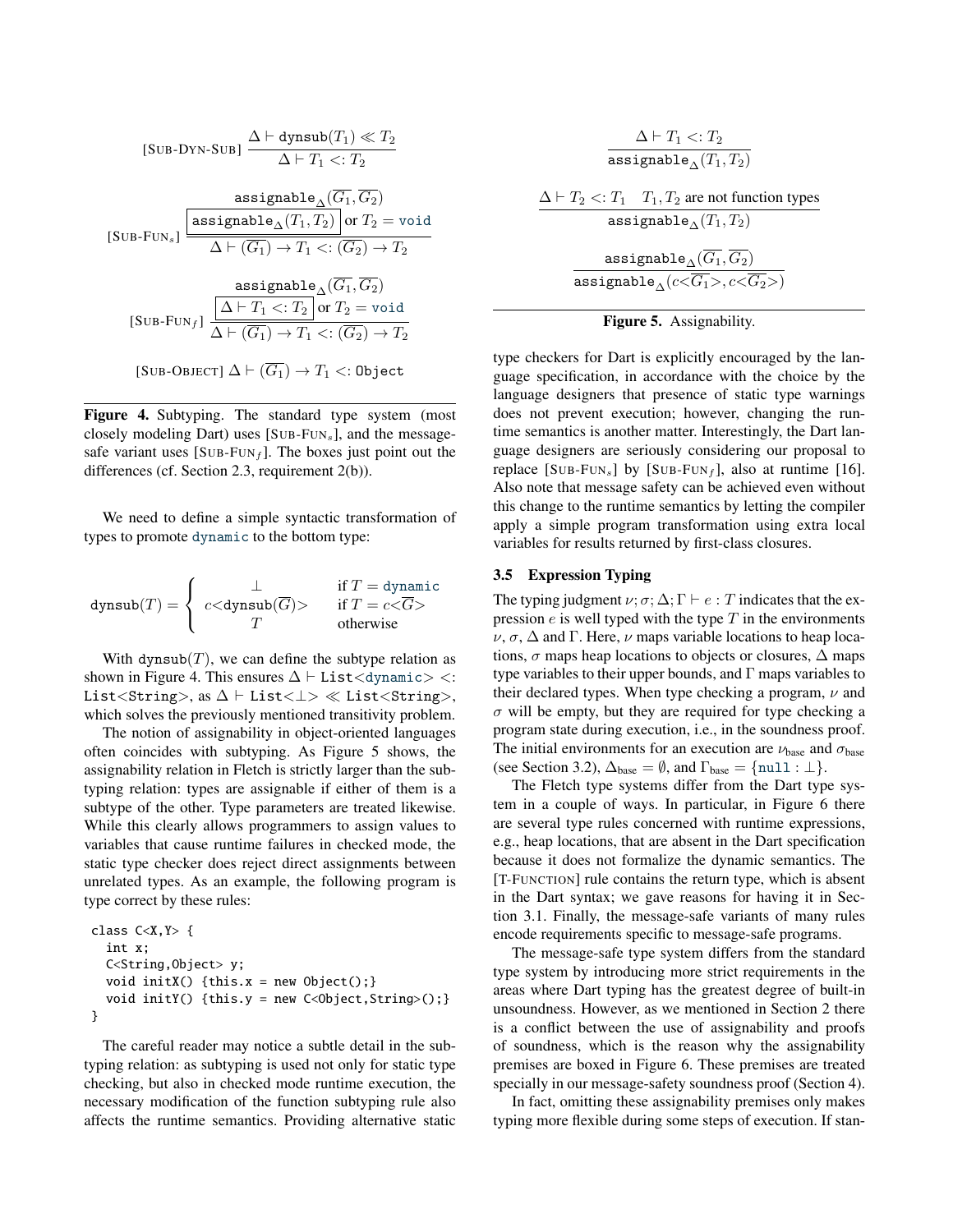$$\text{[SUB-DYN-SUB]}\ \frac{\Delta \vdash \texttt{dynsub}(T_1) \ll T_2}{\Delta \vdash T_1 <: T_2}$$

$$\text{[SUB-FUN}_s\text{]}\ \frac{\texttt{assignable}_\Delta(\overline{G_1}, \overline{G_2}) \quad \boxed{\texttt{assignable}_\Delta(T_1, T_2)} \text{ or } T_2 = \texttt{void}}{\Delta \vdash (\overline{G_1}) \to T_1 <: (\overline{G_2}) \to T_2}$$

$$\text{[SUB-FUN}_f\text{]}\ \frac{\texttt{assignable}_\Delta(\overline{G_1}, \overline{G_2}) \quad \boxed{\Delta \vdash T_1 <: T_2} \text{ or } T_2 = \texttt{void}}{\Delta \vdash (\overline{G_1}) \to T_1 <: (\overline{G_2}) \to T_2}$$

$$\text{[SUB-OBJECT]}\ \Delta \vdash (\overline{G_1}) \to T_1 <: \texttt{Object}$$

**Figure 4.** Subtyping. The standard type system (most closely modeling Dart) uses [SUB-FUN$_s$], and the message-safe variant uses [SUB-FUN$_f$]. The boxes just point out the differences (cf. Section 2.3, requirement 2(b)).

We need to define a simple syntactic transformation of types to promote `dynamic` to the bottom type:

$$\texttt{dynsub}(T) = \begin{cases} \bot & \text{if } T = \texttt{dynamic} \\ c\texttt{<}\texttt{dynsub}(\overline{G})\texttt{>} & \text{if } T = c\texttt{<}\overline{G}\texttt{>} \\ T & \text{otherwise} \end{cases}$$

With $\texttt{dynsub}(T)$, we can define the subtype relation as shown in Figure 4. This ensures $\Delta \vdash$ `List<dynamic>` $<:$ `List<String>`, as $\Delta \vdash$ `List<⊥>` $\ll$ `List<String>`, which solves the previously mentioned transitivity problem.

The notion of assignability in object-oriented languages often coincides with subtyping. As Figure 5 shows, the assignability relation in Fletch is strictly larger than the subtyping relation: types are assignable if either of them is a subtype of the other. Type parameters are treated likewise. While this clearly allows programmers to assign values to variables that cause runtime failures in checked mode, the static type checker does reject direct assignments between unrelated types. As an example, the following program is type correct by these rules:

```
class C<X,Y> {
  int x;
  C<String,Object> y;
  void initX() {this.x = new Object();}
  void initY() {this.y = new C<Object,String>();}
}
```

The careful reader may notice a subtle detail in the subtyping relation: as subtyping is used not only for static type checking, but also in checked mode runtime execution, the necessary modification of the function subtyping rule also affects the runtime semantics. Providing alternative static

$$\frac{\Delta \vdash T_1 <: T_2}{\texttt{assignable}_\Delta(T_1, T_2)}$$

$$\frac{\Delta \vdash T_2 <: T_1 \quad T_1, T_2 \text{ are not function types}}{\texttt{assignable}_\Delta(T_1, T_2)}$$

$$\frac{\texttt{assignable}_\Delta(\overline{G_1}, \overline{G_2})}{\texttt{assignable}_\Delta(c\texttt{<}\overline{G_1}\texttt{>}, c\texttt{<}\overline{G_2}\texttt{>})}$$

**Figure 5.** Assignability.

type checkers for Dart is explicitly encouraged by the language specification, in accordance with the choice by the language designers that presence of static type warnings does not prevent execution; however, changing the runtime semantics is another matter. Interestingly, the Dart language designers are seriously considering our proposal to replace [SUB-FUN$_s$] by [SUB-FUN$_f$], also at runtime [16]. Also note that message safety can be achieved even without this change to the runtime semantics by letting the compiler apply a simple program transformation using extra local variables for results returned by first-class closures.

### 3.5 Expression Typing

The typing judgment $\nu; \sigma; \Delta; \Gamma \vdash e : T$ indicates that the expression $e$ is well typed with the type $T$ in the environments $\nu$, $\sigma$, $\Delta$ and $\Gamma$. Here, $\nu$ maps variable locations to heap locations, $\sigma$ maps heap locations to objects or closures, $\Delta$ maps type variables to their upper bounds, and $\Gamma$ maps variables to their declared types. When type checking a program, $\nu$ and $\sigma$ will be empty, but they are required for type checking a program state during execution, i.e., in the soundness proof. The initial environments for an execution are $\nu_{\text{base}}$ and $\sigma_{\text{base}}$ (see Section 3.2), $\Delta_{\text{base}} = \emptyset$, and $\Gamma_{\text{base}} = \{\texttt{null} : \bot\}$.

The Fletch type systems differ from the Dart type system in a couple of ways. In particular, in Figure 6 there are several type rules concerned with runtime expressions, e.g., heap locations, that are absent in the Dart specification because it does not formalize the dynamic semantics. The [T-FUNCTION] rule contains the return type, which is absent in the Dart syntax; we gave reasons for having it in Section 3.1. Finally, the message-safe variants of many rules encode requirements specific to message-safe programs.

The message-safe type system differs from the standard type system by introducing more strict requirements in the areas where Dart typing has the greatest degree of built-in unsoundness. However, as we mentioned in Section 2 there is a conflict between the use of assignability and proofs of soundness, which is the reason why the assignability premises are boxed in Figure 6. These premises are treated specially in our message-safety soundness proof (Section 4).

In fact, omitting these assignability premises only makes typing more flexible during some steps of execution. If stan-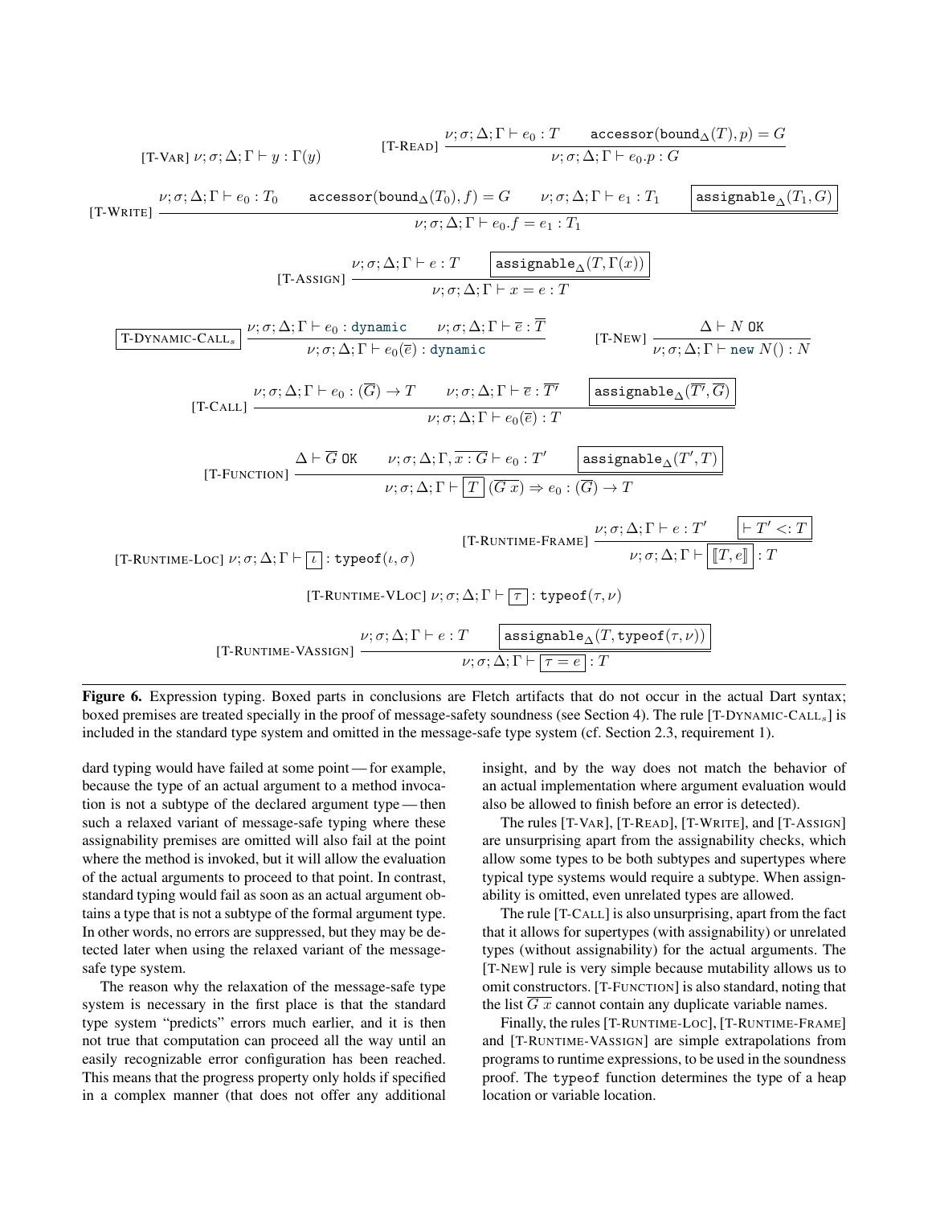$$\text{[T-VAR]}\ \nu;\sigma;\Delta;\Gamma \vdash y : \Gamma(y) \qquad \text{[T-READ]}\ \frac{\nu;\sigma;\Delta;\Gamma \vdash e_0 : T \qquad \texttt{accessor}(\texttt{bound}_\Delta(T), p) = G}{\nu;\sigma;\Delta;\Gamma \vdash e_0.p : G}$$

$$\text{[T-WRITE]}\ \frac{\nu;\sigma;\Delta;\Gamma \vdash e_0 : T_0 \qquad \texttt{accessor}(\texttt{bound}_\Delta(T_0), f) = G \qquad \nu;\sigma;\Delta;\Gamma \vdash e_1 : T_1 \qquad \boxed{\texttt{assignable}_\Delta(T_1, G)}}{\nu;\sigma;\Delta;\Gamma \vdash e_0.f = e_1 : T_1}$$

$$\text{[T-ASSIGN]}\ \frac{\nu;\sigma;\Delta;\Gamma \vdash e : T \qquad \boxed{\texttt{assignable}_\Delta(T, \Gamma(x))}}{\nu;\sigma;\Delta;\Gamma \vdash x = e : T}$$

$$\boxed{\text{T-DYNAMIC-CALL}_s}\ \frac{\nu;\sigma;\Delta;\Gamma \vdash e_0 : \texttt{dynamic} \qquad \nu;\sigma;\Delta;\Gamma \vdash \overline{e} : \overline{T}}{\nu;\sigma;\Delta;\Gamma \vdash e_0(\overline{e}) : \texttt{dynamic}} \qquad \text{[T-NEW]}\ \frac{\Delta \vdash N\ \texttt{OK}}{\nu;\sigma;\Delta;\Gamma \vdash \texttt{new}\ N() : N}$$

$$\text{[T-CALL]}\ \frac{\nu;\sigma;\Delta;\Gamma \vdash e_0 : (\overline{G}) \to T \qquad \nu;\sigma;\Delta;\Gamma \vdash \overline{e} : \overline{T'} \qquad \boxed{\texttt{assignable}_\Delta(\overline{T'}, \overline{G})}}{\nu;\sigma;\Delta;\Gamma \vdash e_0(\overline{e}) : T}$$

$$\text{[T-FUNCTION]}\ \frac{\Delta \vdash \overline{G}\ \texttt{OK} \qquad \nu;\sigma;\Delta;\Gamma, \overline{x : G} \vdash e_0 : T' \qquad \boxed{\texttt{assignable}_\Delta(T', T)}}{\nu;\sigma;\Delta;\Gamma \vdash \boxed{T}\ (\overline{G\ x}) \Rightarrow e_0 : (\overline{G}) \to T}$$

$$\text{[T-RUNTIME-LOC]}\ \nu;\sigma;\Delta;\Gamma \vdash \boxed{\iota} : \texttt{typeof}(\iota, \sigma) \qquad \text{[T-RUNTIME-FRAME]}\ \frac{\nu;\sigma;\Delta;\Gamma \vdash e : T' \qquad \boxed{\vdash T' <: T}}{\nu;\sigma;\Delta;\Gamma \vdash \boxed{[\![T, e]\!]} : T}$$

$$\text{[T-RUNTIME-VLOC]}\ \nu;\sigma;\Delta;\Gamma \vdash \boxed{\tau} : \texttt{typeof}(\tau, \nu)$$

$$\text{[T-RUNTIME-VASSIGN]}\ \frac{\nu;\sigma;\Delta;\Gamma \vdash e : T \qquad \boxed{\texttt{assignable}_\Delta(T, \texttt{typeof}(\tau, \nu))}}{\nu;\sigma;\Delta;\Gamma \vdash \boxed{\tau = e} : T}$$

**Figure 6.** Expression typing. Boxed parts in conclusions are Fletch artifacts that do not occur in the actual Dart syntax; boxed premises are treated specially in the proof of message-safety soundness (see Section 4). The rule [T-DYNAMIC-CALL$_s$] is included in the standard type system and omitted in the message-safe type system (cf. Section 2.3, requirement 1).

dard typing would have failed at some point — for example, because the type of an actual argument to a method invocation is not a subtype of the declared argument type — then such a relaxed variant of message-safe typing where these assignability premises are omitted will also fail at the point where the method is invoked, but it will allow the evaluation of the actual arguments to proceed to that point. In contrast, standard typing would fail as soon as an actual argument obtains a type that is not a subtype of the formal argument type. In other words, no errors are suppressed, but they may be detected later when using the relaxed variant of the message-safe type system.

The reason why the relaxation of the message-safe type system is necessary in the first place is that the standard type system "predicts" errors much earlier, and it is then not true that computation can proceed all the way until an easily recognizable error configuration has been reached. This means that the progress property only holds if specified in a complex manner (that does not offer any additional insight, and by the way does not match the behavior of an actual implementation where argument evaluation would also be allowed to finish before an error is detected).

The rules [T-VAR], [T-READ], [T-WRITE], and [T-ASSIGN] are unsurprising apart from the assignability checks, which allow some types to be both subtypes and supertypes where typical type systems would require a subtype. When assignability is omitted, even unrelated types are allowed.

The rule [T-CALL] is also unsurprising, apart from the fact that it allows for supertypes (with assignability) or unrelated types (without assignability) for the actual arguments. The [T-NEW] rule is very simple because mutability allows us to omit constructors. [T-FUNCTION] is also standard, noting that the list $\overline{G\ x}$ cannot contain any duplicate variable names.

Finally, the rules [T-RUNTIME-LOC], [T-RUNTIME-FRAME] and [T-RUNTIME-VASSIGN] are simple extrapolations from programs to runtime expressions, to be used in the soundness proof. The `typeof` function determines the type of a heap location or variable location.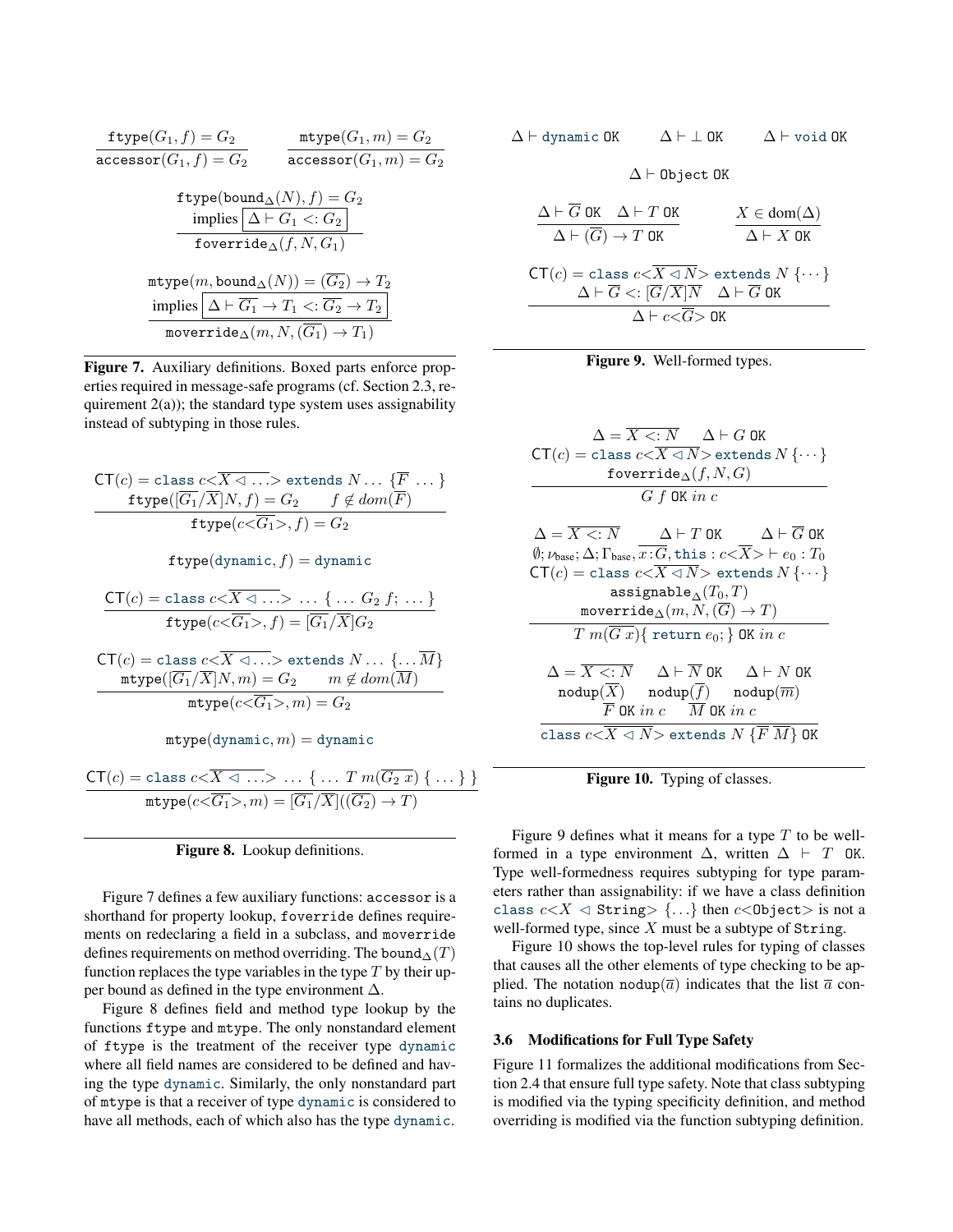$$\frac{\texttt{ftype}(G_1, f) = G_2}{\texttt{accessor}(G_1, f) = G_2} \qquad \frac{\texttt{mtype}(G_1, m) = G_2}{\texttt{accessor}(G_1, m) = G_2}$$

$$\frac{\texttt{ftype}(\texttt{bound}_\Delta(N), f) = G_2 \quad \text{implies } \boxed{\Delta \vdash G_1 <: G_2}}{\texttt{foverride}_\Delta(f, N, G_1)}$$

$$\frac{\texttt{mtype}(m, \texttt{bound}_\Delta(N)) = (\overline{G_2}) \to T_2 \quad \text{implies } \boxed{\Delta \vdash \overline{G_1} \to T_1 <: \overline{G_2} \to T_2}}{\texttt{moverride}_\Delta(m, N, (\overline{G_1}) \to T_1)}$$

**Figure 7.** Auxiliary definitions. Boxed parts enforce properties required in message-safe programs (cf. Section 2.3, requirement 2(a)); the standard type system uses assignability instead of subtyping in those rules.

$$\frac{\mathsf{CT}(c) = \texttt{class } c\texttt{<}\overline{X \lhd \ldots}\texttt{> extends } N \ldots \{\overline{F} \ \ldots\} \quad \texttt{ftype}([\overline{G_1}/\overline{X}]N, f) = G_2 \quad f \notin dom(\overline{F})}{\texttt{ftype}(c\texttt{<}\overline{G_1}\texttt{>}, f) = G_2}$$

$$\texttt{ftype}(\texttt{dynamic}, f) = \texttt{dynamic}$$

$$\frac{\mathsf{CT}(c) = \texttt{class } c\texttt{<}\overline{X \lhd \ldots}\texttt{> } \ldots \{ \ldots G_2 \ f; \ \ldots \}}{\texttt{ftype}(c\texttt{<}\overline{G_1}\texttt{>}, f) = [\overline{G_1}/\overline{X}]G_2}$$

$$\frac{\mathsf{CT}(c) = \texttt{class } c\texttt{<}\overline{X \lhd \ldots}\texttt{> extends } N \ldots \{\ldots \overline{M}\} \quad \texttt{mtype}([\overline{G_1}/\overline{X}]N, m) = G_2 \quad m \notin dom(\overline{M})}{\texttt{mtype}(c\texttt{<}\overline{G_1}\texttt{>}, m) = G_2}$$

$$\texttt{mtype}(\texttt{dynamic}, m) = \texttt{dynamic}$$

$$\frac{\mathsf{CT}(c) = \texttt{class } c\texttt{<}\overline{X \lhd \ldots}\texttt{> } \ldots \{ \ldots T \ m(\overline{G_2 \ x}) \ \{ \ldots \} \ \}}{\texttt{mtype}(c\texttt{<}\overline{G_1}\texttt{>}, m) = [\overline{G_1}/\overline{X}]((\overline{G_2}) \to T)}$$

**Figure 8.** Lookup definitions.

Figure 7 defines a few auxiliary functions: accessor is a shorthand for property lookup, foverride defines requirements on redeclaring a field in a subclass, and moverride defines requirements on method overriding. The $\texttt{bound}_\Delta(T)$ function replaces the type variables in the type $T$ by their upper bound as defined in the type environment $\Delta$.

Figure 8 defines field and method type lookup by the functions ftype and mtype. The only nonstandard element of ftype is the treatment of the receiver type dynamic where all field names are considered to be defined and having the type dynamic. Similarly, the only nonstandard part of mtype is that a receiver of type dynamic is considered to have all methods, each of which also has the type dynamic.

$$\Delta \vdash \texttt{dynamic OK} \qquad \Delta \vdash \bot \texttt{ OK} \qquad \Delta \vdash \texttt{void OK}$$

$$\Delta \vdash \texttt{Object OK}$$

$$\frac{\Delta \vdash \overline{G} \texttt{ OK} \quad \Delta \vdash T \texttt{ OK}}{\Delta \vdash (\overline{G}) \to T \texttt{ OK}} \qquad \frac{X \in \text{dom}(\Delta)}{\Delta \vdash X \texttt{ OK}}$$

$$\frac{\mathsf{CT}(c) = \texttt{class } c\texttt{<}\overline{X \lhd N}\texttt{> extends } N \{\cdots\} \quad \Delta \vdash \overline{G} <: [\overline{G}/\overline{X}]\overline{N} \quad \Delta \vdash \overline{G} \texttt{ OK}}{\Delta \vdash c\texttt{<}\overline{G}\texttt{> OK}}$$

**Figure 9.** Well-formed types.

$$\frac{\Delta = \overline{X <: N} \quad \Delta \vdash G \texttt{ OK} \quad \mathsf{CT}(c) = \texttt{class } c\texttt{<}\overline{X \lhd N}\texttt{> extends } N \{\cdots\} \quad \texttt{foverride}_\Delta(f, N, G)}{G \ f \texttt{ OK } \mathit{in} \ c}$$

$$\frac{\begin{array}{c}\Delta = \overline{X <: N} \quad \Delta \vdash T \texttt{ OK} \quad \Delta \vdash \overline{G} \texttt{ OK} \\ \emptyset; \nu_{\text{base}}; \Delta; \Gamma_{\text{base}}, \overline{x : G}, \texttt{this} : c\texttt{<}\overline{X}\texttt{>} \vdash e_0 : T_0 \\ \mathsf{CT}(c) = \texttt{class } c\texttt{<}\overline{X \lhd N}\texttt{> extends } N \{\cdots\} \\ \texttt{assignable}_\Delta(T_0, T) \\ \texttt{moverride}_\Delta(m, N, (\overline{G}) \to T)\end{array}}{T \ m(\overline{G \ x})\{ \texttt{ return } e_0; \} \texttt{ OK } \mathit{in} \ c}$$

$$\frac{\begin{array}{c}\Delta = \overline{X <: N} \quad \Delta \vdash \overline{N} \texttt{ OK} \quad \Delta \vdash N \texttt{ OK} \\ \texttt{nodup}(\overline{X}) \quad \texttt{nodup}(\overline{f}) \quad \texttt{nodup}(\overline{m}) \\ \overline{F} \texttt{ OK } \mathit{in} \ c \quad \overline{M} \texttt{ OK } \mathit{in} \ c\end{array}}{\texttt{class } c\texttt{<}\overline{X \lhd N}\texttt{> extends } N \ \{\overline{F} \ \overline{M}\} \texttt{ OK}}$$

**Figure 10.** Typing of classes.

Figure 9 defines what it means for a type $T$ to be well-formed in a type environment $\Delta$, written $\Delta \vdash T$ OK. Type well-formedness requires subtyping for type parameters rather than assignability: if we have a class definition class $c$<$X \lhd$ String> {...} then $c$<Object> is not a well-formed type, since $X$ must be a subtype of String.

Figure 10 shows the top-level rules for typing of classes that causes all the other elements of type checking to be applied. The notation $\texttt{nodup}(\overline{a})$ indicates that the list $\overline{a}$ contains no duplicates.

### 3.6 Modifications for Full Type Safety

Figure 11 formalizes the additional modifications from Section 2.4 that ensure full type safety. Note that class subtyping is modified via the typing specificity definition, and method overriding is modified via the function subtyping definition.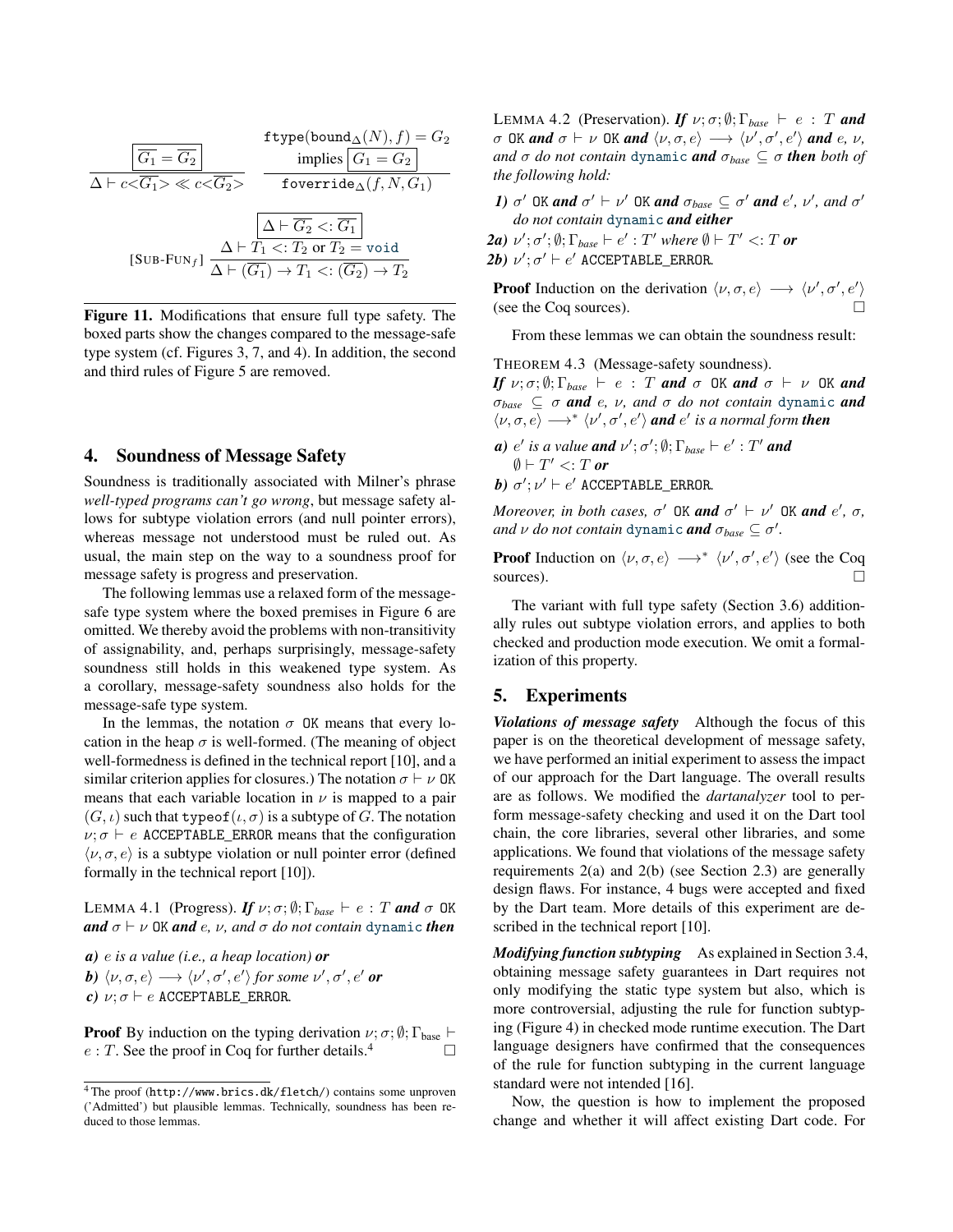$$\frac{\boxed{\overline{G_1} = \overline{G_2}}}{\Delta \vdash c\text{<}\overline{G_1}\text{>} \ll c\text{<}\overline{G_2}\text{>}} \qquad \frac{\begin{array}{c}\texttt{ftype}(\texttt{bound}_\Delta(N), f) = G_2 \\ \text{implies } \boxed{G_1 = G_2}\end{array}}{\texttt{foverride}_\Delta(f, N, G_1)}$$

$$[\text{SUB-FUN}_f]\ \frac{\begin{array}{c}\boxed{\Delta \vdash \overline{G_2} <: \overline{G_1}} \\ \Delta \vdash T_1 <: T_2 \text{ or } T_2 = \texttt{void}\end{array}}{\Delta \vdash (\overline{G_1}) \rightarrow T_1 <: (\overline{G_2}) \rightarrow T_2}$$

**Figure 11.** Modifications that ensure full type safety. The boxed parts show the changes compared to the message-safe type system (cf. Figures 3, 7, and 4). In addition, the second and third rules of Figure 5 are removed.

## 4. Soundness of Message Safety

Soundness is traditionally associated with Milner's phrase *well-typed programs can't go wrong*, but message safety allows for subtype violation errors (and null pointer errors), whereas message not understood must be ruled out. As usual, the main step on the way to a soundness proof for message safety is progress and preservation.

The following lemmas use a relaxed form of the message-safe type system where the boxed premises in Figure 6 are omitted. We thereby avoid the problems with non-transitivity of assignability, and, perhaps surprisingly, message-safety soundness still holds in this weakened type system. As a corollary, message-safety soundness also holds for the message-safe type system.

In the lemmas, the notation $\sigma$ `OK` means that every location in the heap $\sigma$ is well-formed. (The meaning of object well-formedness is defined in the technical report [10], and a similar criterion applies for closures.) The notation $\sigma \vdash \nu$ `OK` means that each variable location in $\nu$ is mapped to a pair $(G, \iota)$ such that $\texttt{typeof}(\iota, \sigma)$ is a subtype of $G$. The notation $\nu; \sigma \vdash e$ `ACCEPTABLE_ERROR` means that the configuration $\langle \nu, \sigma, e \rangle$ is a subtype violation or null pointer error (defined formally in the technical report [10]).

LEMMA 4.1 (Progress). ***If*** $\nu; \sigma; \emptyset; \Gamma_{base} \vdash e : T$ ***and*** $\sigma$ `OK` ***and*** $\sigma \vdash \nu$ `OK` ***and*** *$e$, $\nu$, and $\sigma$ do not contain* `dynamic` ***then***

***a)*** *$e$ is a value (i.e., a heap location)* ***or***
***b)*** $\langle \nu, \sigma, e \rangle \longrightarrow \langle \nu', \sigma', e' \rangle$ *for some* $\nu', \sigma', e'$ ***or***
***c)*** $\nu; \sigma \vdash e$ `ACCEPTABLE_ERROR`.

**Proof** By induction on the typing derivation $\nu; \sigma; \emptyset; \Gamma_{\text{base}} \vdash e : T$. See the proof in Coq for further details.[4] □

LEMMA 4.2 (Preservation). ***If*** $\nu; \sigma; \emptyset; \Gamma_{base} \vdash e : T$ ***and*** $\sigma$ `OK` ***and*** $\sigma \vdash \nu$ `OK` ***and*** $\langle \nu, \sigma, e \rangle \longrightarrow \langle \nu', \sigma', e' \rangle$ ***and*** *$e$, $\nu$, and $\sigma$ do not contain* `dynamic` ***and*** $\sigma_{base} \subseteq \sigma$ ***then*** *both of the following hold:*

***1)*** $\sigma'$ `OK` ***and*** $\sigma' \vdash \nu'$ `OK` ***and*** $\sigma_{base} \subseteq \sigma'$ ***and*** *$e'$, $\nu'$, and $\sigma'$ do not contain* `dynamic` ***and either***
***2a)*** $\nu'; \sigma'; \emptyset; \Gamma_{base} \vdash e' : T'$ *where* $\emptyset \vdash T' <: T$ ***or***
***2b)*** $\nu'; \sigma' \vdash e'$ `ACCEPTABLE_ERROR`.

**Proof** Induction on the derivation $\langle \nu, \sigma, e \rangle \longrightarrow \langle \nu', \sigma', e' \rangle$ (see the Coq sources). □

From these lemmas we can obtain the soundness result:

THEOREM 4.3 (Message-safety soundness).
***If*** $\nu; \sigma; \emptyset; \Gamma_{base} \vdash e : T$ ***and*** $\sigma$ `OK` ***and*** $\sigma \vdash \nu$ `OK` ***and*** $\sigma_{base} \subseteq \sigma$ ***and*** *$e$, $\nu$, and $\sigma$ do not contain* `dynamic` ***and*** $\langle \nu, \sigma, e \rangle \longrightarrow^* \langle \nu', \sigma', e' \rangle$ ***and*** *$e'$ is a normal form* ***then***

***a)*** *$e'$ is a value* ***and*** $\nu'; \sigma'; \emptyset; \Gamma_{base} \vdash e' : T'$ ***and*** $\emptyset \vdash T' <: T$ ***or***
***b)*** $\sigma'; \nu' \vdash e'$ `ACCEPTABLE_ERROR`.

*Moreover, in both cases,* $\sigma'$ `OK` ***and*** $\sigma' \vdash \nu'$ `OK` ***and*** *$e'$, $\sigma$, and $\nu$ do not contain* `dynamic` ***and*** $\sigma_{base} \subseteq \sigma'$.

**Proof** Induction on $\langle \nu, \sigma, e \rangle \longrightarrow^* \langle \nu', \sigma', e' \rangle$ (see the Coq sources). □

The variant with full type safety (Section 3.6) additionally rules out subtype violation errors, and applies to both checked and production mode execution. We omit a formalization of this property.

## 5. Experiments

***Violations of message safety*** Although the focus of this paper is on the theoretical development of message safety, we have performed an initial experiment to assess the impact of our approach for the Dart language. The overall results are as follows. We modified the *dartanalyzer* tool to perform message-safety checking and used it on the Dart tool chain, the core libraries, several other libraries, and some applications. We found that violations of the message safety requirements 2(a) and 2(b) (see Section 2.3) are generally design flaws. For instance, 4 bugs were accepted and fixed by the Dart team. More details of this experiment are described in the technical report [10].

***Modifying function subtyping*** As explained in Section 3.4, obtaining message safety guarantees in Dart requires not only modifying the static type system but also, which is more controversial, adjusting the rule for function subtyping (Figure 4) in checked mode runtime execution. The Dart language designers have confirmed that the consequences of the rule for function subtyping in the current language standard were not intended [16].

Now, the question is how to implement the proposed change and whether it will affect existing Dart code. For

[4] The proof (`http://www.brics.dk/fletch/`) contains some unproven ('Admitted') but plausible lemmas. Technically, soundness has been reduced to those lemmas.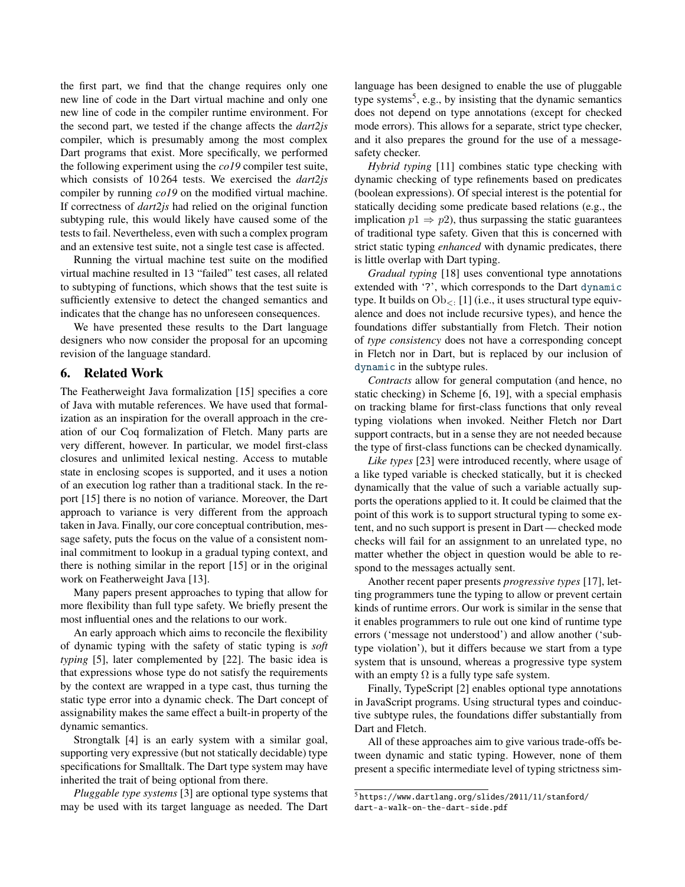the first part, we find that the change requires only one new line of code in the Dart virtual machine and only one new line of code in the compiler runtime environment. For the second part, we tested if the change affects the *dart2js* compiler, which is presumably among the most complex Dart programs that exist. More specifically, we performed the following experiment using the *co19* compiler test suite, which consists of 10 264 tests. We exercised the *dart2js* compiler by running *co19* on the modified virtual machine. If correctness of *dart2js* had relied on the original function subtyping rule, this would likely have caused some of the tests to fail. Nevertheless, even with such a complex program and an extensive test suite, not a single test case is affected.

Running the virtual machine test suite on the modified virtual machine resulted in 13 "failed" test cases, all related to subtyping of functions, which shows that the test suite is sufficiently extensive to detect the changed semantics and indicates that the change has no unforeseen consequences.

We have presented these results to the Dart language designers who now consider the proposal for an upcoming revision of the language standard.

## 6. Related Work

The Featherweight Java formalization [15] specifies a core of Java with mutable references. We have used that formalization as an inspiration for the overall approach in the creation of our Coq formalization of Fletch. Many parts are very different, however. In particular, we model first-class closures and unlimited lexical nesting. Access to mutable state in enclosing scopes is supported, and it uses a notion of an execution log rather than a traditional stack. In the report [15] there is no notion of variance. Moreover, the Dart approach to variance is very different from the approach taken in Java. Finally, our core conceptual contribution, message safety, puts the focus on the value of a consistent nominal commitment to lookup in a gradual typing context, and there is nothing similar in the report [15] or in the original work on Featherweight Java [13].

Many papers present approaches to typing that allow for more flexibility than full type safety. We briefly present the most influential ones and the relations to our work.

An early approach which aims to reconcile the flexibility of dynamic typing with the safety of static typing is *soft typing* [5], later complemented by [22]. The basic idea is that expressions whose type do not satisfy the requirements by the context are wrapped in a type cast, thus turning the static type error into a dynamic check. The Dart concept of assignability makes the same effect a built-in property of the dynamic semantics.

Strongtalk [4] is an early system with a similar goal, supporting very expressive (but not statically decidable) type specifications for Smalltalk. The Dart type system may have inherited the trait of being optional from there.

*Pluggable type systems* [3] are optional type systems that may be used with its target language as needed. The Dart language has been designed to enable the use of pluggable type systems[5], e.g., by insisting that the dynamic semantics does not depend on type annotations (except for checked mode errors). This allows for a separate, strict type checker, and it also prepares the ground for the use of a message-safety checker.

*Hybrid typing* [11] combines static type checking with dynamic checking of type refinements based on predicates (boolean expressions). Of special interest is the potential for statically deciding some predicate based relations (e.g., the implication $p1 \Rightarrow p2$), thus surpassing the static guarantees of traditional type safety. Given that this is concerned with strict static typing *enhanced* with dynamic predicates, there is little overlap with Dart typing.

*Gradual typing* [18] uses conventional type annotations extended with '?', which corresponds to the Dart `dynamic` type. It builds on $\mathrm{Ob}_{<:}$ [1] (i.e., it uses structural type equivalence and does not include recursive types), and hence the foundations differ substantially from Fletch. Their notion of *type consistency* does not have a corresponding concept in Fletch nor in Dart, but is replaced by our inclusion of `dynamic` in the subtype rules.

*Contracts* allow for general computation (and hence, no static checking) in Scheme [6, 19], with a special emphasis on tracking blame for first-class functions that only reveal typing violations when invoked. Neither Fletch nor Dart support contracts, but in a sense they are not needed because the type of first-class functions can be checked dynamically.

*Like types* [23] were introduced recently, where usage of a like typed variable is checked statically, but it is checked dynamically that the value of such a variable actually supports the operations applied to it. It could be claimed that the point of this work is to support structural typing to some extent, and no such support is present in Dart — checked mode checks will fail for an assignment to an unrelated type, no matter whether the object in question would be able to respond to the messages actually sent.

Another recent paper presents *progressive types* [17], letting programmers tune the typing to allow or prevent certain kinds of runtime errors. Our work is similar in the sense that it enables programmers to rule out one kind of runtime type errors ('message not understood') and allow another ('subtype violation'), but it differs because we start from a type system that is unsound, whereas a progressive type system with an empty $\Omega$ is a fully type safe system.

Finally, TypeScript [2] enables optional type annotations in JavaScript programs. Using structural types and coinductive subtype rules, the foundations differ substantially from Dart and Fletch.

All of these approaches aim to give various trade-offs between dynamic and static typing. However, none of them present a specific intermediate level of typing strictness sim-

[5] https://www.dartlang.org/slides/2011/11/stanford/dart-a-walk-on-the-dart-side.pdf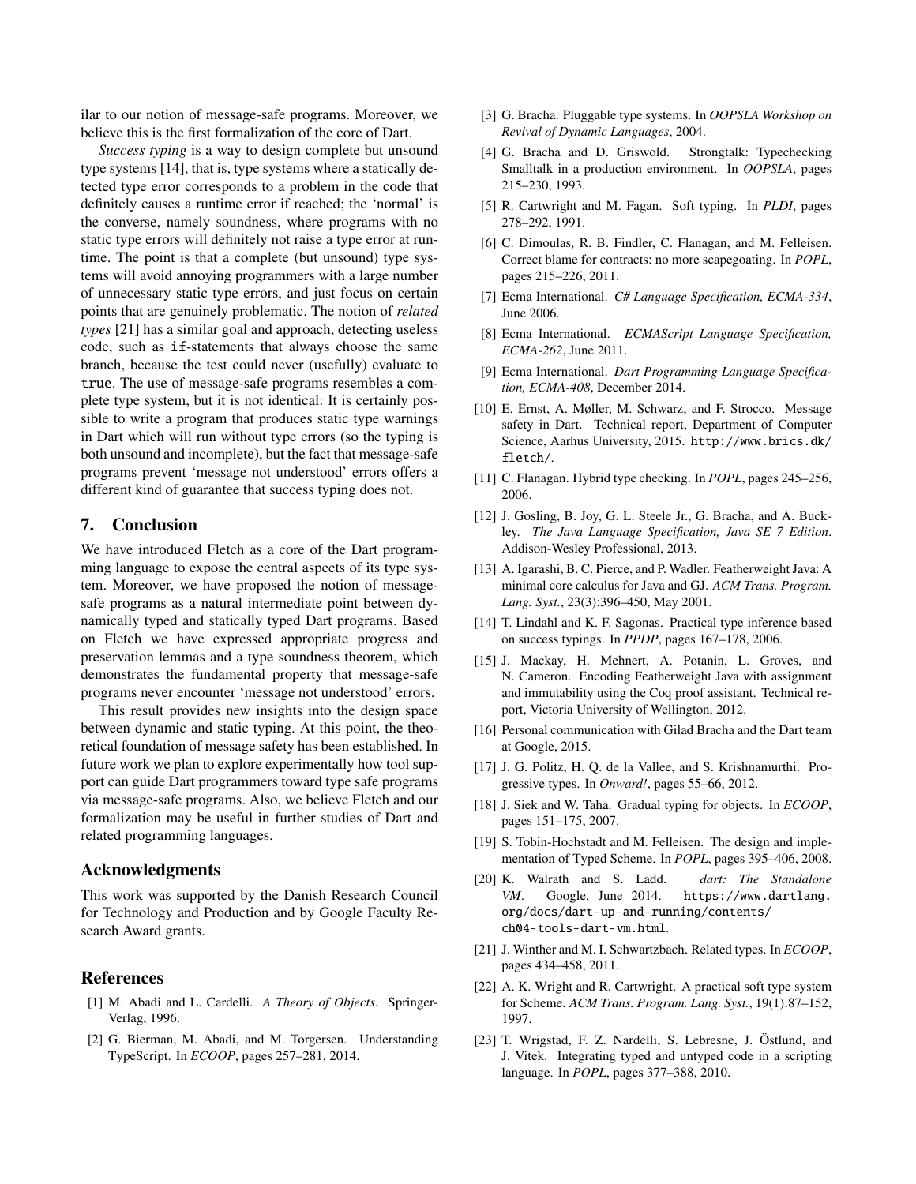ilar to our notion of message-safe programs. Moreover, we believe this is the first formalization of the core of Dart.

*Success typing* is a way to design complete but unsound type systems [14], that is, type systems where a statically detected type error corresponds to a problem in the code that definitely causes a runtime error if reached; the 'normal' is the converse, namely soundness, where programs with no static type errors will definitely not raise a type error at runtime. The point is that a complete (but unsound) type systems will avoid annoying programmers with a large number of unnecessary static type errors, and just focus on certain points that are genuinely problematic. The notion of *related types* [21] has a similar goal and approach, detecting useless code, such as `if`-statements that always choose the same branch, because the test could never (usefully) evaluate to `true`. The use of message-safe programs resembles a complete type system, but it is not identical: It is certainly possible to write a program that produces static type warnings in Dart which will run without type errors (so the typing is both unsound and incomplete), but the fact that message-safe programs prevent 'message not understood' errors offers a different kind of guarantee that success typing does not.

## 7. Conclusion

We have introduced Fletch as a core of the Dart programming language to expose the central aspects of its type system. Moreover, we have proposed the notion of message-safe programs as a natural intermediate point between dynamically typed and statically typed Dart programs. Based on Fletch we have expressed appropriate progress and preservation lemmas and a type soundness theorem, which demonstrates the fundamental property that message-safe programs never encounter 'message not understood' errors.

This result provides new insights into the design space between dynamic and static typing. At this point, the theoretical foundation of message safety has been established. In future work we plan to explore experimentally how tool support can guide Dart programmers toward type safe programs via message-safe programs. Also, we believe Fletch and our formalization may be useful in further studies of Dart and related programming languages.

## Acknowledgments

This work was supported by the Danish Research Council for Technology and Production and by Google Faculty Research Award grants.

## References

[1] M. Abadi and L. Cardelli. *A Theory of Objects*. Springer-Verlag, 1996.

[2] G. Bierman, M. Abadi, and M. Torgersen. Understanding TypeScript. In *ECOOP*, pages 257–281, 2014.

[3] G. Bracha. Pluggable type systems. In *OOPSLA Workshop on Revival of Dynamic Languages*, 2004.

[4] G. Bracha and D. Griswold. Strongtalk: Typechecking Smalltalk in a production environment. In *OOPSLA*, pages 215–230, 1993.

[5] R. Cartwright and M. Fagan. Soft typing. In *PLDI*, pages 278–292, 1991.

[6] C. Dimoulas, R. B. Findler, C. Flanagan, and M. Felleisen. Correct blame for contracts: no more scapegoating. In *POPL*, pages 215–226, 2011.

[7] Ecma International. *C# Language Specification, ECMA-334*, June 2006.

[8] Ecma International. *ECMAScript Language Specification, ECMA-262*, June 2011.

[9] Ecma International. *Dart Programming Language Specification, ECMA-408*, December 2014.

[10] E. Ernst, A. Møller, M. Schwarz, and F. Strocco. Message safety in Dart. Technical report, Department of Computer Science, Aarhus University, 2015. `http://www.brics.dk/fletch/`.

[11] C. Flanagan. Hybrid type checking. In *POPL*, pages 245–256, 2006.

[12] J. Gosling, B. Joy, G. L. Steele Jr., G. Bracha, and A. Buckley. *The Java Language Specification, Java SE 7 Edition*. Addison-Wesley Professional, 2013.

[13] A. Igarashi, B. C. Pierce, and P. Wadler. Featherweight Java: A minimal core calculus for Java and GJ. *ACM Trans. Program. Lang. Syst.*, 23(3):396–450, May 2001.

[14] T. Lindahl and K. F. Sagonas. Practical type inference based on success typings. In *PPDP*, pages 167–178, 2006.

[15] J. Mackay, H. Mehnert, A. Potanin, L. Groves, and N. Cameron. Encoding Featherweight Java with assignment and immutability using the Coq proof assistant. Technical report, Victoria University of Wellington, 2012.

[16] Personal communication with Gilad Bracha and the Dart team at Google, 2015.

[17] J. G. Politz, H. Q. de la Vallee, and S. Krishnamurthi. Progressive types. In *Onward!*, pages 55–66, 2012.

[18] J. Siek and W. Taha. Gradual typing for objects. In *ECOOP*, pages 151–175, 2007.

[19] S. Tobin-Hochstadt and M. Felleisen. The design and implementation of Typed Scheme. In *POPL*, pages 395–406, 2008.

[20] K. Walrath and S. Ladd. *dart: The Standalone VM*. Google, June 2014. `https://www.dartlang.org/docs/dart-up-and-running/contents/ch04-tools-dart-vm.html`.

[21] J. Winther and M. I. Schwartzbach. Related types. In *ECOOP*, pages 434–458, 2011.

[22] A. K. Wright and R. Cartwright. A practical soft type system for Scheme. *ACM Trans. Program. Lang. Syst.*, 19(1):87–152, 1997.

[23] T. Wrigstad, F. Z. Nardelli, S. Lebresne, J. Östlund, and J. Vitek. Integrating typed and untyped code in a scripting language. In *POPL*, pages 377–388, 2010.